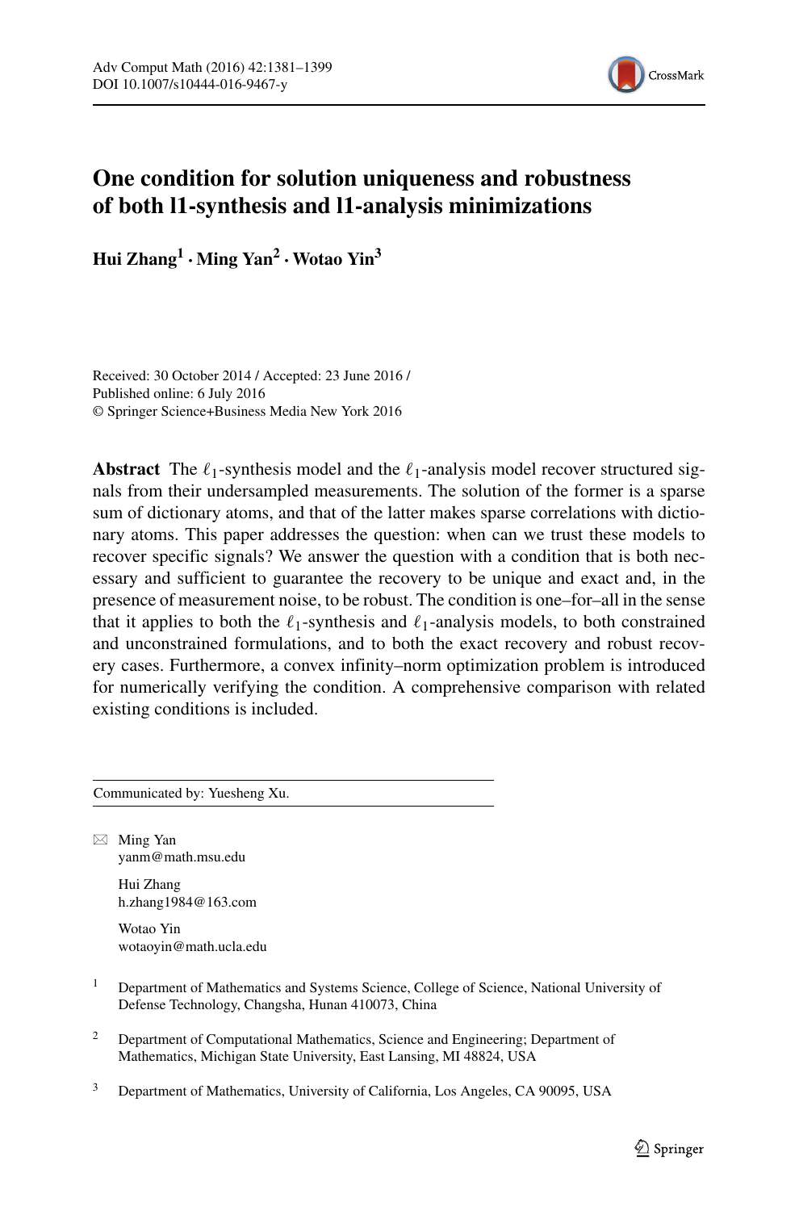# One condition for solution uniqueness and robustness of both l1-synthesis and l1-analysis minimizations

**Hui Zhang**[1] · **Ming Yan**[2] · **Wotao Yin**[3]

Received: 30 October 2014 / Accepted: 23 June 2016 /
Published online: 6 July 2016
© Springer Science+Business Media New York 2016

**Abstract** The $\ell_1$-synthesis model and the $\ell_1$-analysis model recover structured signals from their undersampled measurements. The solution of the former is a sparse sum of dictionary atoms, and that of the latter makes sparse correlations with dictionary atoms. This paper addresses the question: when can we trust these models to recover specific signals? We answer the question with a condition that is both necessary and sufficient to guarantee the recovery to be unique and exact and, in the presence of measurement noise, to be robust. The condition is one–for–all in the sense that it applies to both the $\ell_1$-synthesis and $\ell_1$-analysis models, to both constrained and unconstrained formulations, and to both the exact recovery and robust recovery cases. Furthermore, a convex infinity–norm optimization problem is introduced for numerically verifying the condition. A comprehensive comparison with related existing conditions is included.

---

Communicated by: Yuesheng Xu.

---

✉ Ming Yan
yanm@math.msu.edu

Hui Zhang
h.zhang1984@163.com

Wotao Yin
wotaoyin@math.ucla.edu

[1] Department of Mathematics and Systems Science, College of Science, National University of Defense Technology, Changsha, Hunan 410073, China

[2] Department of Computational Mathematics, Science and Engineering; Department of Mathematics, Michigan State University, East Lansing, MI 48824, USA

[3] Department of Mathematics, University of California, Los Angeles, CA 90095, USA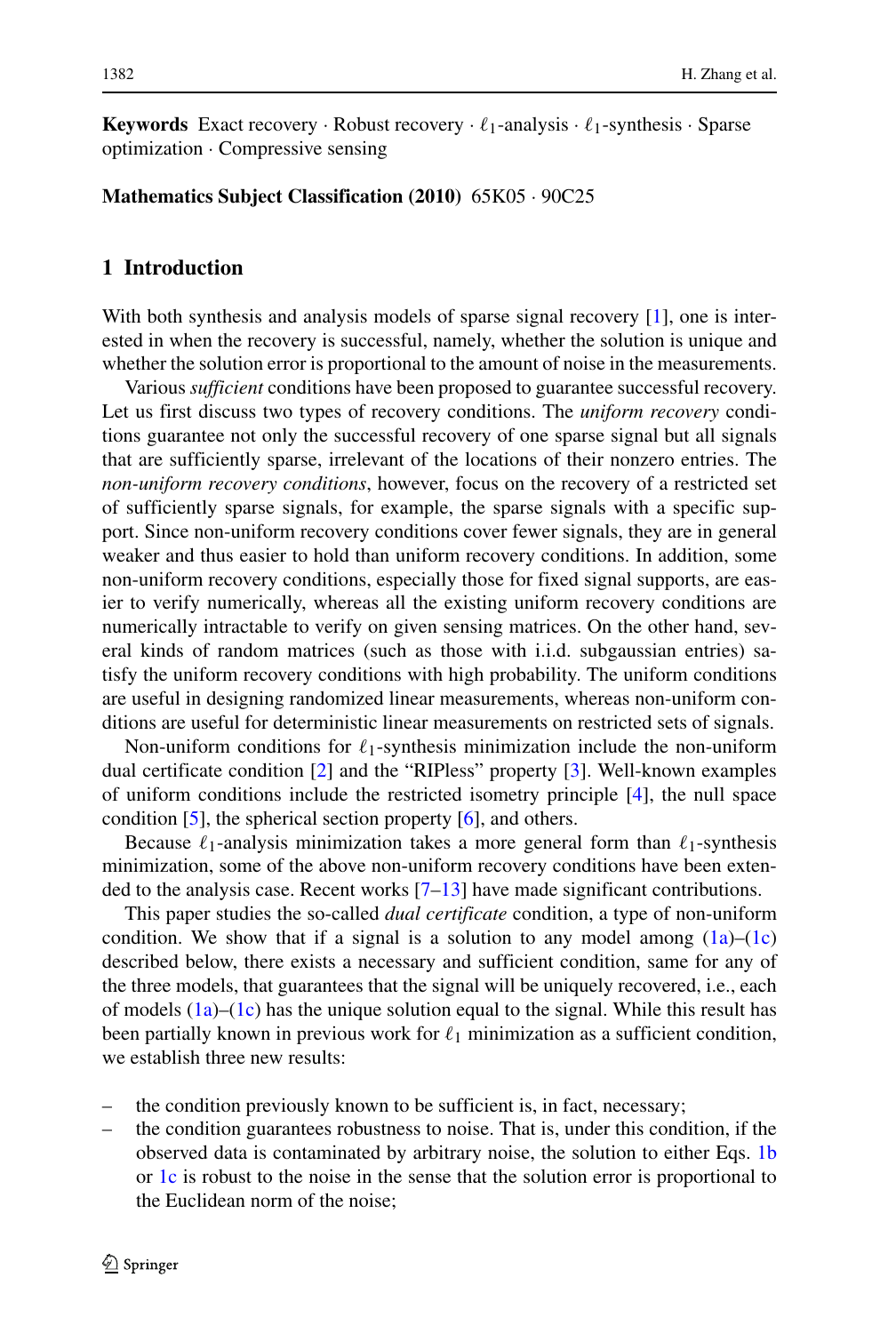**Keywords** Exact recovery · Robust recovery · $\ell_1$-analysis · $\ell_1$-synthesis · Sparse optimization · Compressive sensing

**Mathematics Subject Classification (2010)** 65K05 · 90C25

## 1 Introduction

With both synthesis and analysis models of sparse signal recovery [1], one is interested in when the recovery is successful, namely, whether the solution is unique and whether the solution error is proportional to the amount of noise in the measurements.

Various *sufficient* conditions have been proposed to guarantee successful recovery. Let us first discuss two types of recovery conditions. The *uniform recovery* conditions guarantee not only the successful recovery of one sparse signal but all signals that are sufficiently sparse, irrelevant of the locations of their nonzero entries. The *non-uniform recovery conditions*, however, focus on the recovery of a restricted set of sufficiently sparse signals, for example, the sparse signals with a specific support. Since non-uniform recovery conditions cover fewer signals, they are in general weaker and thus easier to hold than uniform recovery conditions. In addition, some non-uniform recovery conditions, especially those for fixed signal supports, are easier to verify numerically, whereas all the existing uniform recovery conditions are numerically intractable to verify on given sensing matrices. On the other hand, several kinds of random matrices (such as those with i.i.d. subgaussian entries) satisfy the uniform recovery conditions with high probability. The uniform conditions are useful in designing randomized linear measurements, whereas non-uniform conditions are useful for deterministic linear measurements on restricted sets of signals.

Non-uniform conditions for $\ell_1$-synthesis minimization include the non-uniform dual certificate condition [2] and the "RIPless" property [3]. Well-known examples of uniform conditions include the restricted isometry principle [4], the null space condition [5], the spherical section property [6], and others.

Because $\ell_1$-analysis minimization takes a more general form than $\ell_1$-synthesis minimization, some of the above non-uniform recovery conditions have been extended to the analysis case. Recent works [7–13] have made significant contributions.

This paper studies the so-called *dual certificate* condition, a type of non-uniform condition. We show that if a signal is a solution to any model among (1a)–(1c) described below, there exists a necessary and sufficient condition, same for any of the three models, that guarantees that the signal will be uniquely recovered, i.e., each of models (1a)–(1c) has the unique solution equal to the signal. While this result has been partially known in previous work for $\ell_1$ minimization as a sufficient condition, we establish three new results:

- the condition previously known to be sufficient is, in fact, necessary;
- the condition guarantees robustness to noise. That is, under this condition, if the observed data is contaminated by arbitrary noise, the solution to either Eqs. 1b or 1c is robust to the noise in the sense that the solution error is proportional to the Euclidean norm of the noise;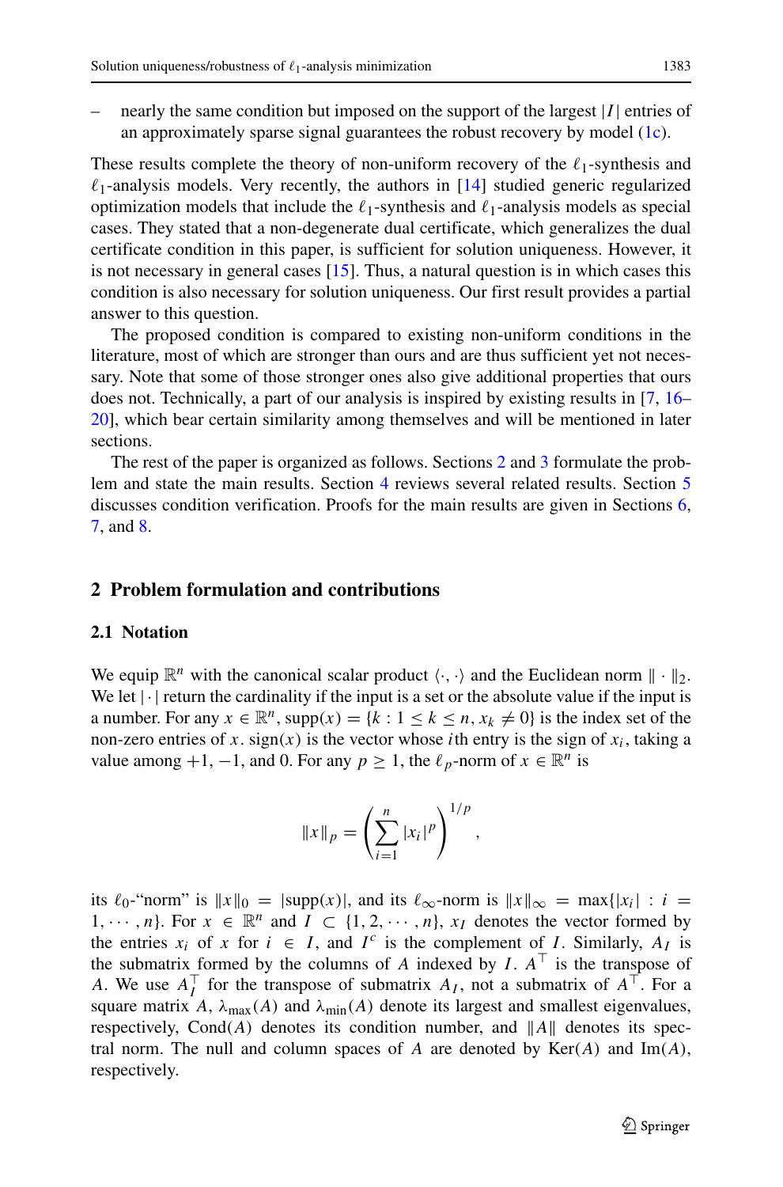– nearly the same condition but imposed on the support of the largest $|I|$ entries of an approximately sparse signal guarantees the robust recovery by model (1c).

These results complete the theory of non-uniform recovery of the $\ell_1$-synthesis and $\ell_1$-analysis models. Very recently, the authors in [14] studied generic regularized optimization models that include the $\ell_1$-synthesis and $\ell_1$-analysis models as special cases. They stated that a non-degenerate dual certificate, which generalizes the dual certificate condition in this paper, is sufficient for solution uniqueness. However, it is not necessary in general cases [15]. Thus, a natural question is in which cases this condition is also necessary for solution uniqueness. Our first result provides a partial answer to this question.

The proposed condition is compared to existing non-uniform conditions in the literature, most of which are stronger than ours and are thus sufficient yet not necessary. Note that some of those stronger ones also give additional properties that ours does not. Technically, a part of our analysis is inspired by existing results in [7, 16–20], which bear certain similarity among themselves and will be mentioned in later sections.

The rest of the paper is organized as follows. Sections 2 and 3 formulate the problem and state the main results. Section 4 reviews several related results. Section 5 discusses condition verification. Proofs for the main results are given in Sections 6, 7, and 8.

## 2 Problem formulation and contributions

### 2.1 Notation

We equip $\mathbb{R}^n$ with the canonical scalar product $\langle \cdot, \cdot \rangle$ and the Euclidean norm $\| \cdot \|_2$. We let $| \cdot |$ return the cardinality if the input is a set or the absolute value if the input is a number. For any $x \in \mathbb{R}^n$, $\mathrm{supp}(x) = \{k : 1 \leq k \leq n, x_k \neq 0\}$ is the index set of the non-zero entries of $x$. $\mathrm{sign}(x)$ is the vector whose $i$th entry is the sign of $x_i$, taking a value among $+1$, $-1$, and $0$. For any $p \geq 1$, the $\ell_p$-norm of $x \in \mathbb{R}^n$ is

$$\|x\|_p = \left( \sum_{i=1}^{n} |x_i|^p \right)^{1/p},$$

its $\ell_0$-"norm" is $\|x\|_0 = |\mathrm{supp}(x)|$, and its $\ell_\infty$-norm is $\|x\|_\infty = \max\{|x_i| : i = 1, \cdots, n\}$. For $x \in \mathbb{R}^n$ and $I \subset \{1, 2, \cdots, n\}$, $x_I$ denotes the vector formed by the entries $x_i$ of $x$ for $i \in I$, and $I^c$ is the complement of $I$. Similarly, $A_I$ is the submatrix formed by the columns of $A$ indexed by $I$. $A^\top$ is the transpose of $A$. We use $A_I^\top$ for the transpose of submatrix $A_I$, not a submatrix of $A^\top$. For a square matrix $A$, $\lambda_{\max}(A)$ and $\lambda_{\min}(A)$ denote its largest and smallest eigenvalues, respectively, $\mathrm{Cond}(A)$ denotes its condition number, and $\|A\|$ denotes its spectral norm. The null and column spaces of $A$ are denoted by $\mathrm{Ker}(A)$ and $\mathrm{Im}(A)$, respectively.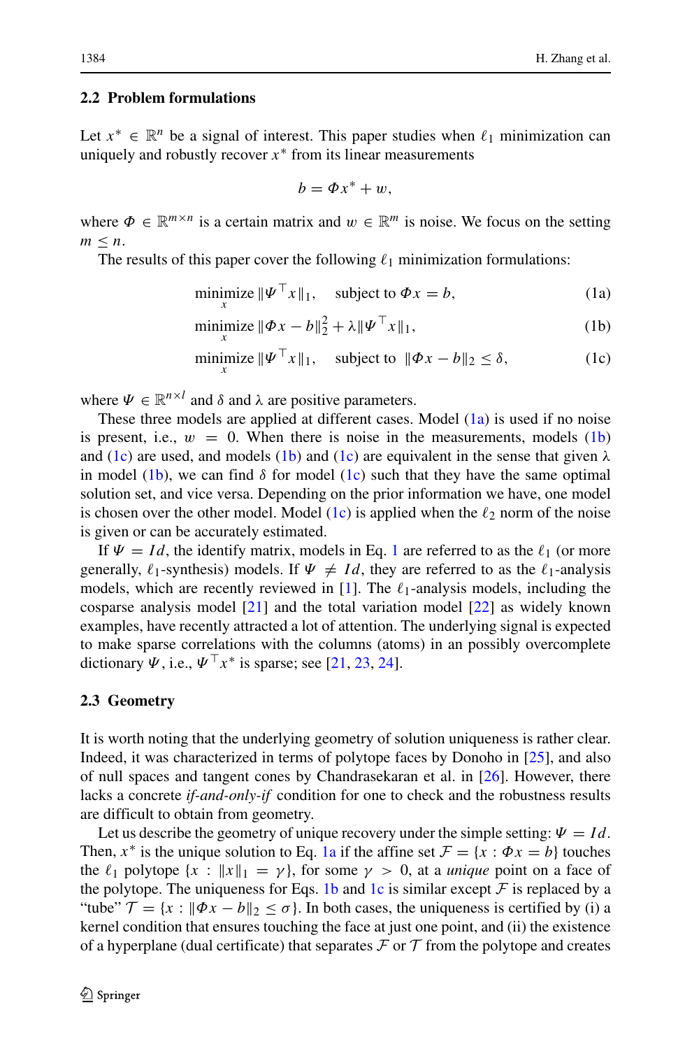### 2.2 Problem formulations

Let $x^* \in \mathbb{R}^n$ be a signal of interest. This paper studies when $\ell_1$ minimization can uniquely and robustly recover $x^*$ from its linear measurements

$$b = \Phi x^* + w,$$

where $\Phi \in \mathbb{R}^{m \times n}$ is a certain matrix and $w \in \mathbb{R}^m$ is noise. We focus on the setting $m \leq n$.

The results of this paper cover the following $\ell_1$ minimization formulations:

$$\underset{x}{\text{minimize}}\ \|\Psi^\top x\|_1, \quad \text{subject to } \Phi x = b, \tag{1a}$$

$$\underset{x}{\text{minimize}}\ \|\Phi x - b\|_2^2 + \lambda \|\Psi^\top x\|_1, \tag{1b}$$

$$\underset{x}{\text{minimize}}\ \|\Psi^\top x\|_1, \quad \text{subject to } \|\Phi x - b\|_2 \leq \delta, \tag{1c}$$

where $\Psi \in \mathbb{R}^{n \times l}$ and $\delta$ and $\lambda$ are positive parameters.

These three models are applied at different cases. Model (1a) is used if no noise is present, i.e., $w = 0$. When there is noise in the measurements, models (1b) and (1c) are used, and models (1b) and (1c) are equivalent in the sense that given $\lambda$ in model (1b), we can find $\delta$ for model (1c) such that they have the same optimal solution set, and vice versa. Depending on the prior information we have, one model is chosen over the other model. Model (1c) is applied when the $\ell_2$ norm of the noise is given or can be accurately estimated.

If $\Psi = Id$, the identify matrix, models in Eq. 1 are referred to as the $\ell_1$ (or more generally, $\ell_1$-synthesis) models. If $\Psi \neq Id$, they are referred to as the $\ell_1$-analysis models, which are recently reviewed in [1]. The $\ell_1$-analysis models, including the cosparse analysis model [21] and the total variation model [22] as widely known examples, have recently attracted a lot of attention. The underlying signal is expected to make sparse correlations with the columns (atoms) in an possibly overcomplete dictionary $\Psi$, i.e., $\Psi^\top x^*$ is sparse; see [21, 23, 24].

### 2.3 Geometry

It is worth noting that the underlying geometry of solution uniqueness is rather clear. Indeed, it was characterized in terms of polytope faces by Donoho in [25], and also of null spaces and tangent cones by Chandrasekaran et al. in [26]. However, there lacks a concrete *if-and-only-if* condition for one to check and the robustness results are difficult to obtain from geometry.

Let us describe the geometry of unique recovery under the simple setting: $\Psi = Id$. Then, $x^*$ is the unique solution to Eq. 1a if the affine set $\mathcal{F} = \{x : \Phi x = b\}$ touches the $\ell_1$ polytope $\{x : \|x\|_1 = \gamma\}$, for some $\gamma > 0$, at a *unique* point on a face of the polytope. The uniqueness for Eqs. 1b and 1c is similar except $\mathcal{F}$ is replaced by a "tube" $\mathcal{T} = \{x : \|\Phi x - b\|_2 \leq \sigma\}$. In both cases, the uniqueness is certified by (i) a kernel condition that ensures touching the face at just one point, and (ii) the existence of a hyperplane (dual certificate) that separates $\mathcal{F}$ or $\mathcal{T}$ from the polytope and creates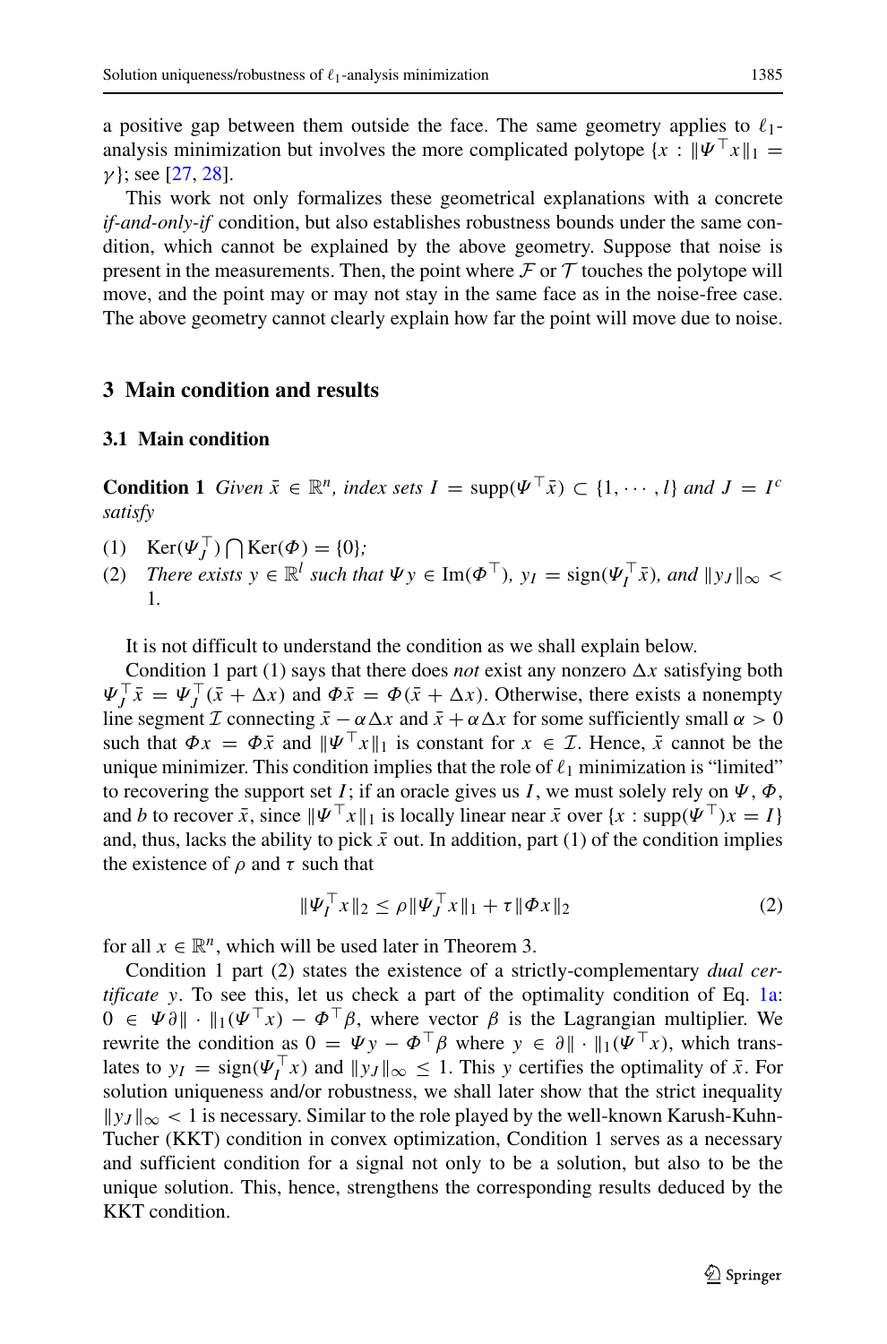a positive gap between them outside the face. The same geometry applies to $\ell_1$-analysis minimization but involves the more complicated polytope $\{x : \|\Psi^\top x\|_1 = \gamma\}$; see [27, 28].

This work not only formalizes these geometrical explanations with a concrete *if-and-only-if* condition, but also establishes robustness bounds under the same condition, which cannot be explained by the above geometry. Suppose that noise is present in the measurements. Then, the point where $\mathcal{F}$ or $\mathcal{T}$ touches the polytope will move, and the point may or may not stay in the same face as in the noise-free case. The above geometry cannot clearly explain how far the point will move due to noise.

## 3 Main condition and results

### 3.1 Main condition

**Condition 1** *Given $\bar{x} \in \mathbb{R}^n$, index sets $I = \mathrm{supp}(\Psi^\top \bar{x}) \subset \{1, \cdots, l\}$ and $J = I^c$ satisfy*

(1) $\mathrm{Ker}(\Psi_J^\top) \bigcap \mathrm{Ker}(\Phi) = \{0\}$*;*
(2) *There exists $y \in \mathbb{R}^l$ such that $\Psi y \in \mathrm{Im}(\Phi^\top)$, $y_I = \mathrm{sign}(\Psi_I^\top \bar{x})$, and $\|y_J\|_\infty < 1$.*

It is not difficult to understand the condition as we shall explain below.

Condition 1 part (1) says that there does *not* exist any nonzero $\Delta x$ satisfying both $\Psi_J^\top \bar{x} = \Psi_J^\top(\bar{x} + \Delta x)$ and $\Phi\bar{x} = \Phi(\bar{x} + \Delta x)$. Otherwise, there exists a nonempty line segment $\mathcal{I}$ connecting $\bar{x} - \alpha\Delta x$ and $\bar{x} + \alpha\Delta x$ for some sufficiently small $\alpha > 0$ such that $\Phi x = \Phi\bar{x}$ and $\|\Psi^\top x\|_1$ is constant for $x \in \mathcal{I}$. Hence, $\bar{x}$ cannot be the unique minimizer. This condition implies that the role of $\ell_1$ minimization is "limited" to recovering the support set $I$; if an oracle gives us $I$, we must solely rely on $\Psi$, $\Phi$, and $b$ to recover $\bar{x}$, since $\|\Psi^\top x\|_1$ is locally linear near $\bar{x}$ over $\{x : \mathrm{supp}(\Psi^\top)x = I\}$ and, thus, lacks the ability to pick $\bar{x}$ out. In addition, part (1) of the condition implies the existence of $\rho$ and $\tau$ such that

$$\|\Psi_I^\top x\|_2 \le \rho\|\Psi_J^\top x\|_1 + \tau\|\Phi x\|_2 \tag{2}$$

for all $x \in \mathbb{R}^n$, which will be used later in Theorem 3.

Condition 1 part (2) states the existence of a strictly-complementary *dual certificate* $y$. To see this, let us check a part of the optimality condition of Eq. 1a: $0 \in \Psi\partial\|\cdot\|_1(\Psi^\top x) - \Phi^\top\beta$, where vector $\beta$ is the Lagrangian multiplier. We rewrite the condition as $0 = \Psi y - \Phi^\top\beta$ where $y \in \partial\|\cdot\|_1(\Psi^\top x)$, which translates to $y_I = \mathrm{sign}(\Psi_I^\top x)$ and $\|y_J\|_\infty \le 1$. This $y$ certifies the optimality of $\bar{x}$. For solution uniqueness and/or robustness, we shall later show that the strict inequality $\|y_J\|_\infty < 1$ is necessary. Similar to the role played by the well-known Karush-Kuhn-Tucher (KKT) condition in convex optimization, Condition 1 serves as a necessary and sufficient condition for a signal not only to be a solution, but also to be the unique solution. This, hence, strengthens the corresponding results deduced by the KKT condition.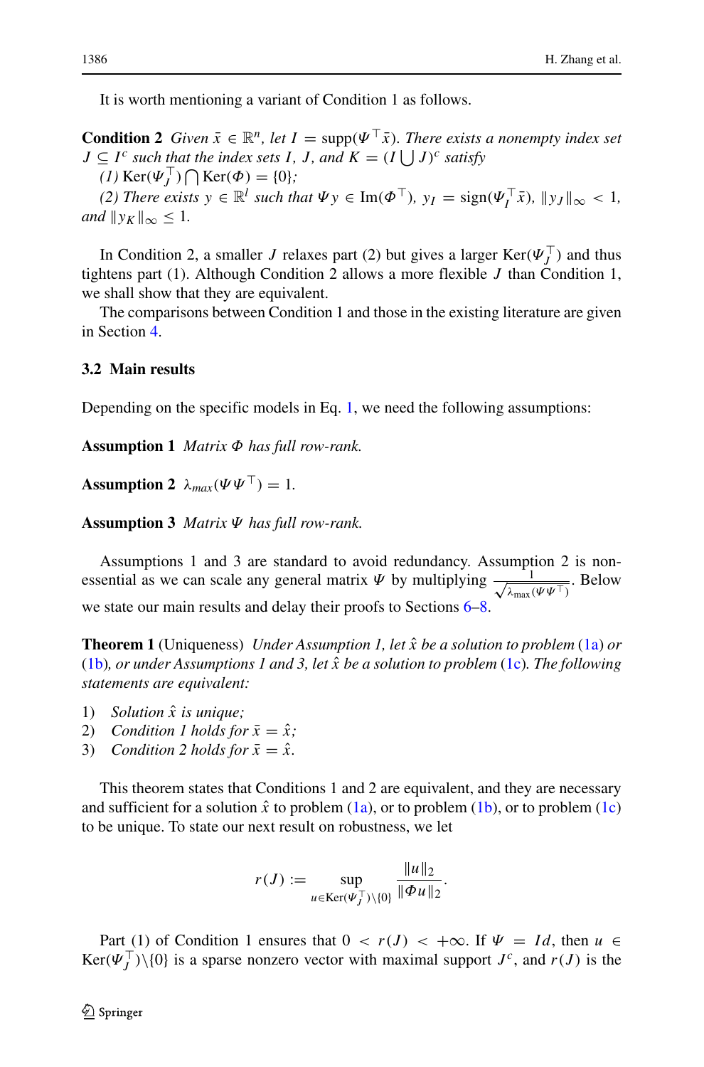It is worth mentioning a variant of Condition 1 as follows.

**Condition 2** *Given $\bar{x} \in \mathbb{R}^n$, let $I = \operatorname{supp}(\Psi^\top \bar{x})$. There exists a nonempty index set $J \subseteq I^c$ such that the index sets $I$, $J$, and $K = (I \bigcup J)^c$ satisfy*

*(1) $\operatorname{Ker}(\Psi_J^\top) \bigcap \operatorname{Ker}(\Phi) = \{0\}$;*

*(2) There exists $y \in \mathbb{R}^l$ such that $\Psi y \in \operatorname{Im}(\Phi^\top)$, $y_I = \operatorname{sign}(\Psi_I^\top \bar{x})$, $\|y_J\|_\infty < 1$, and $\|y_K\|_\infty \leq 1$.*

In Condition 2, a smaller $J$ relaxes part (2) but gives a larger $\operatorname{Ker}(\Psi_J^\top)$ and thus tightens part (1). Although Condition 2 allows a more flexible $J$ than Condition 1, we shall show that they are equivalent.

The comparisons between Condition 1 and those in the existing literature are given in Section 4.

### 3.2 Main results

Depending on the specific models in Eq. 1, we need the following assumptions:

**Assumption 1** *Matrix $\Phi$ has full row-rank.*

**Assumption 2** $\lambda_{max}(\Psi\Psi^\top) = 1$.

**Assumption 3** *Matrix $\Psi$ has full row-rank.*

Assumptions 1 and 3 are standard to avoid redundancy. Assumption 2 is non-essential as we can scale any general matrix $\Psi$ by multiplying $\frac{1}{\sqrt{\lambda_{\max}(\Psi\Psi^\top)}}$. Below we state our main results and delay their proofs to Sections 6–8.

**Theorem 1** (Uniqueness) *Under Assumption 1, let $\hat{x}$ be a solution to problem (1a) or (1b), or under Assumptions 1 and 3, let $\hat{x}$ be a solution to problem (1c). The following statements are equivalent:*

1) *Solution $\hat{x}$ is unique;*
2) *Condition 1 holds for $\bar{x} = \hat{x}$;*
3) *Condition 2 holds for $\bar{x} = \hat{x}$.*

This theorem states that Conditions 1 and 2 are equivalent, and they are necessary and sufficient for a solution $\hat{x}$ to problem (1a), or to problem (1b), or to problem (1c) to be unique. To state our next result on robustness, we let

$$r(J) := \sup_{u \in \operatorname{Ker}(\Psi_J^\top)\backslash\{0\}} \frac{\|u\|_2}{\|\Phi u\|_2}.$$

Part (1) of Condition 1 ensures that $0 < r(J) < +\infty$. If $\Psi = Id$, then $u \in \operatorname{Ker}(\Psi_J^\top)\backslash\{0\}$ is a sparse nonzero vector with maximal support $J^c$, and $r(J)$ is the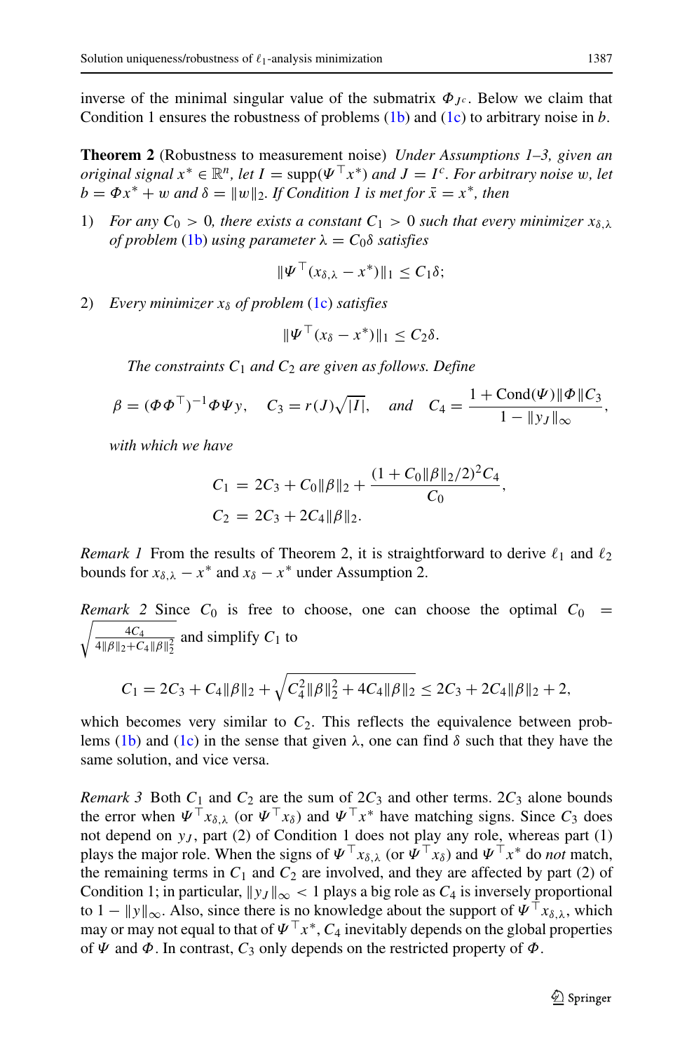inverse of the minimal singular value of the submatrix $\Phi_{J^c}$. Below we claim that Condition 1 ensures the robustness of problems (1b) and (1c) to arbitrary noise in $b$.

**Theorem 2** (Robustness to measurement noise) *Under Assumptions 1–3, given an original signal $x^* \in \mathbb{R}^n$, let $I = \operatorname{supp}(\Psi^\top x^*)$ and $J = I^c$. For arbitrary noise $w$, let $b = \Phi x^* + w$ and $\delta = \|w\|_2$. If Condition 1 is met for $\bar{x} = x^*$, then*

1) *For any $C_0 > 0$, there exists a constant $C_1 > 0$ such that every minimizer $x_{\delta,\lambda}$ of problem (1b) using parameter $\lambda = C_0\delta$ satisfies*

$$\|\Psi^\top(x_{\delta,\lambda} - x^*)\|_1 \le C_1\delta;$$

2) *Every minimizer $x_\delta$ of problem (1c) satisfies*

$$\|\Psi^\top(x_\delta - x^*)\|_1 \le C_2\delta.$$

*The constraints $C_1$ and $C_2$ are given as follows. Define*

$$\beta = (\Phi\Phi^\top)^{-1}\Phi\Psi y, \quad C_3 = r(J)\sqrt{|I|}, \quad \text{and} \quad C_4 = \frac{1 + \operatorname{Cond}(\Psi)\|\Phi\|C_3}{1 - \|y_J\|_\infty},$$

*with which we have*

$$\begin{aligned} C_1 &= 2C_3 + C_0\|\beta\|_2 + \frac{(1 + C_0\|\beta\|_2/2)^2 C_4}{C_0}, \\ C_2 &= 2C_3 + 2C_4\|\beta\|_2. \end{aligned}$$

*Remark 1* From the results of Theorem 2, it is straightforward to derive $\ell_1$ and $\ell_2$ bounds for $x_{\delta,\lambda} - x^*$ and $x_\delta - x^*$ under Assumption 2.

*Remark 2* Since $C_0$ is free to choose, one can choose the optimal $C_0 = \sqrt{\frac{4C_4}{4\|\beta\|_2 + C_4\|\beta\|_2^2}}$ and simplify $C_1$ to

$$C_1 = 2C_3 + C_4\|\beta\|_2 + \sqrt{C_4^2\|\beta\|_2^2 + 4C_4\|\beta\|_2} \le 2C_3 + 2C_4\|\beta\|_2 + 2,$$

which becomes very similar to $C_2$. This reflects the equivalence between problems (1b) and (1c) in the sense that given $\lambda$, one can find $\delta$ such that they have the same solution, and vice versa.

*Remark 3* Both $C_1$ and $C_2$ are the sum of $2C_3$ and other terms. $2C_3$ alone bounds the error when $\Psi^\top x_{\delta,\lambda}$ (or $\Psi^\top x_\delta$) and $\Psi^\top x^*$ have matching signs. Since $C_3$ does not depend on $y_J$, part (2) of Condition 1 does not play any role, whereas part (1) plays the major role. When the signs of $\Psi^\top x_{\delta,\lambda}$ (or $\Psi^\top x_\delta$) and $\Psi^\top x^*$ do *not* match, the remaining terms in $C_1$ and $C_2$ are involved, and they are affected by part (2) of Condition 1; in particular, $\|y_J\|_\infty < 1$ plays a big role as $C_4$ is inversely proportional to $1 - \|y\|_\infty$. Also, since there is no knowledge about the support of $\Psi^\top x_{\delta,\lambda}$, which may or may not equal to that of $\Psi^\top x^*$, $C_4$ inevitably depends on the global properties of $\Psi$ and $\Phi$. In contrast, $C_3$ only depends on the restricted property of $\Phi$.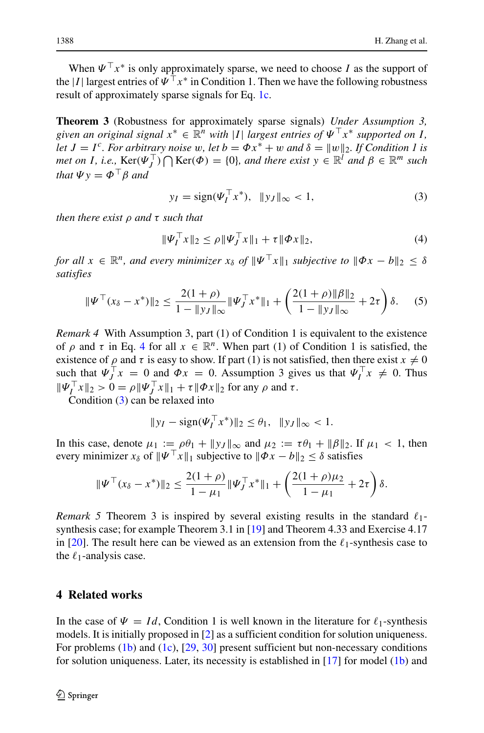When $\Psi^\top x^*$ is only approximately sparse, we need to choose $I$ as the support of the $|I|$ largest entries of $\Psi^\top x^*$ in Condition 1. Then we have the following robustness result of approximately sparse signals for Eq. 1c.

**Theorem 3** (Robustness for approximately sparse signals) *Under Assumption 3, given an original signal $x^* \in \mathbb{R}^n$ with $|I|$ largest entries of $\Psi^\top x^*$ supported on $I$, let $J = I^c$. For arbitrary noise $w$, let $b = \Phi x^* + w$ and $\delta = \|w\|_2$. If Condition 1 is met on $I$, i.e., $\mathrm{Ker}(\Psi_J^\top) \bigcap \mathrm{Ker}(\Phi) = \{0\}$, and there exist $y \in \mathbb{R}^l$ and $\beta \in \mathbb{R}^m$ such that $\Psi y = \Phi^\top \beta$ and*

$$y_I = \mathrm{sign}(\Psi_I^\top x^*), \quad \|y_J\|_\infty < 1, \tag{3}$$

*then there exist $\rho$ and $\tau$ such that*

$$\|\Psi_I^\top x\|_2 \leq \rho \|\Psi_J^\top x\|_1 + \tau \|\Phi x\|_2, \tag{4}$$

*for all $x \in \mathbb{R}^n$, and every minimizer $x_\delta$ of $\|\Psi^\top x\|_1$ subjective to $\|\Phi x - b\|_2 \leq \delta$ satisfies*

$$\|\Psi^\top (x_\delta - x^*)\|_2 \leq \frac{2(1+\rho)}{1 - \|y_J\|_\infty} \|\Psi_J^\top x^*\|_1 + \left( \frac{2(1+\rho)\|\beta\|_2}{1 - \|y_J\|_\infty} + 2\tau \right) \delta. \tag{5}$$

*Remark 4* With Assumption 3, part (1) of Condition 1 is equivalent to the existence of $\rho$ and $\tau$ in Eq. 4 for all $x \in \mathbb{R}^n$. When part (1) of Condition 1 is satisfied, the existence of $\rho$ and $\tau$ is easy to show. If part (1) is not satisfied, then there exist $x \neq 0$ such that $\Psi_J^\top x = 0$ and $\Phi x = 0$. Assumption 3 gives us that $\Psi_I^\top x \neq 0$. Thus $\|\Psi_I^\top x\|_2 > 0 = \rho \|\Psi_J^\top x\|_1 + \tau \|\Phi x\|_2$ for any $\rho$ and $\tau$.

Condition (3) can be relaxed into

$$\|y_I - \mathrm{sign}(\Psi_I^\top x^*)\|_2 \leq \theta_1, \quad \|y_J\|_\infty < 1.$$

In this case, denote $\mu_1 := \rho\theta_1 + \|y_J\|_\infty$ and $\mu_2 := \tau\theta_1 + \|\beta\|_2$. If $\mu_1 < 1$, then every minimizer $x_\delta$ of $\|\Psi^\top x\|_1$ subjective to $\|\Phi x - b\|_2 \leq \delta$ satisfies

$$\|\Psi^\top (x_\delta - x^*)\|_2 \leq \frac{2(1+\rho)}{1 - \mu_1} \|\Psi_J^\top x^*\|_1 + \left( \frac{2(1+\rho)\mu_2}{1 - \mu_1} + 2\tau \right) \delta.$$

*Remark 5* Theorem 3 is inspired by several existing results in the standard $\ell_1$-synthesis case; for example Theorem 3.1 in [19] and Theorem 4.33 and Exercise 4.17 in [20]. The result here can be viewed as an extension from the $\ell_1$-synthesis case to the $\ell_1$-analysis case.

## 4 Related works

In the case of $\Psi = Id$, Condition 1 is well known in the literature for $\ell_1$-synthesis models. It is initially proposed in [2] as a sufficient condition for solution uniqueness. For problems (1b) and (1c), [29, 30] present sufficient but non-necessary conditions for solution uniqueness. Later, its necessity is established in [17] for model (1b) and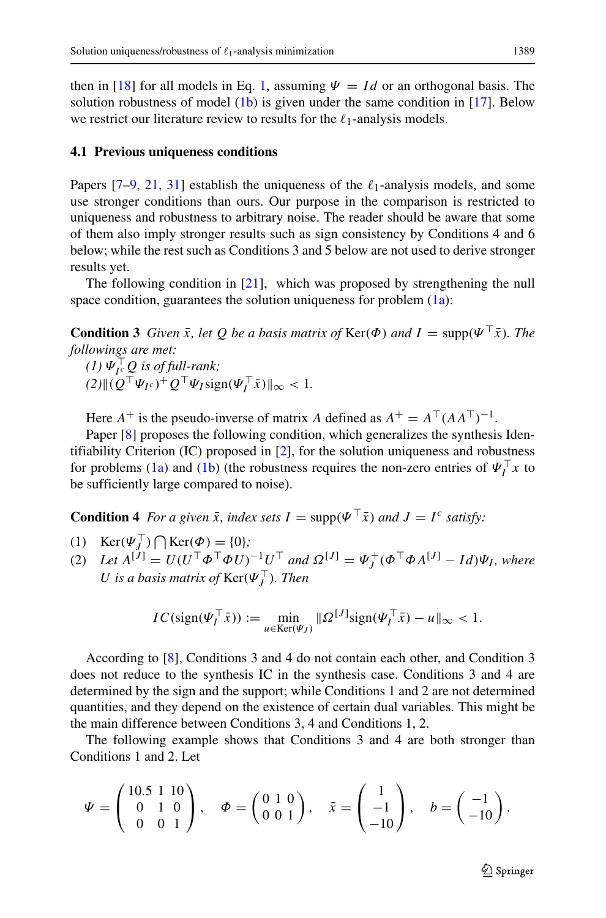then in [18] for all models in Eq. 1, assuming $\Psi = Id$ or an orthogonal basis. The solution robustness of model (1b) is given under the same condition in [17]. Below we restrict our literature review to results for the $\ell_1$-analysis models.

### 4.1 Previous uniqueness conditions

Papers [7–9, 21, 31] establish the uniqueness of the $\ell_1$-analysis models, and some use stronger conditions than ours. Our purpose in the comparison is restricted to uniqueness and robustness to arbitrary noise. The reader should be aware that some of them also imply stronger results such as sign consistency by Conditions 4 and 6 below; while the rest such as Conditions 3 and 5 below are not used to derive stronger results yet.

The following condition in [21], which was proposed by strengthening the null space condition, guarantees the solution uniqueness for problem (1a):

**Condition 3** *Given $\bar{x}$, let $Q$ be a basis matrix of* $\mathrm{Ker}(\Phi)$ *and* $I = \mathrm{supp}(\Psi^\top \bar{x})$. *The followings are met:*
*(1) $\Psi_{I^c}^\top Q$ is of full-rank;*
*(2)* $\|(Q^\top \Psi_{I^c})^+ Q^\top \Psi_I \mathrm{sign}(\Psi_I^\top \bar{x})\|_\infty < 1$.

Here $A^+$ is the pseudo-inverse of matrix $A$ defined as $A^+ = A^\top (AA^\top)^{-1}$.

Paper [8] proposes the following condition, which generalizes the synthesis Identifiability Criterion (IC) proposed in [2], for the solution uniqueness and robustness for problems (1a) and (1b) (the robustness requires the non-zero entries of $\Psi_I^\top x$ to be sufficiently large compared to noise).

**Condition 4** *For a given $\bar{x}$, index sets $I = \mathrm{supp}(\Psi^\top \bar{x})$ and $J = I^c$ satisfy:*

1. $\mathrm{Ker}(\Psi_J^\top) \bigcap \mathrm{Ker}(\Phi) = \{0\}$;
2. *Let $A^{[J]} = U(U^\top \Phi^\top \Phi U)^{-1} U^\top$ and $\Omega^{[J]} = \Psi_J^+ (\Phi^\top \Phi A^{[J]} - Id)\Psi_I$, where $U$ is a basis matrix of* $\mathrm{Ker}(\Psi_J^\top)$. *Then*

$$IC(\mathrm{sign}(\Psi_I^\top \bar{x})) := \min_{u \in \mathrm{Ker}(\Psi_J)} \|\Omega^{[J]} \mathrm{sign}(\Psi_I^\top \bar{x}) - u\|_\infty < 1.$$

According to [8], Conditions 3 and 4 do not contain each other, and Condition 3 does not reduce to the synthesis IC in the synthesis case. Conditions 3 and 4 are determined by the sign and the support; while Conditions 1 and 2 are not determined quantities, and they depend on the existence of certain dual variables. This might be the main difference between Conditions 3, 4 and Conditions 1, 2.

The following example shows that Conditions 3 and 4 are both stronger than Conditions 1 and 2. Let

$$\Psi = \begin{pmatrix} 10.5 & 1 & 10 \\ 0 & 1 & 0 \\ 0 & 0 & 1 \end{pmatrix}, \quad \Phi = \begin{pmatrix} 0 & 1 & 0 \\ 0 & 0 & 1 \end{pmatrix}, \quad \tilde{x} = \begin{pmatrix} 1 \\ -1 \\ -10 \end{pmatrix}, \quad b = \begin{pmatrix} -1 \\ -10 \end{pmatrix}.$$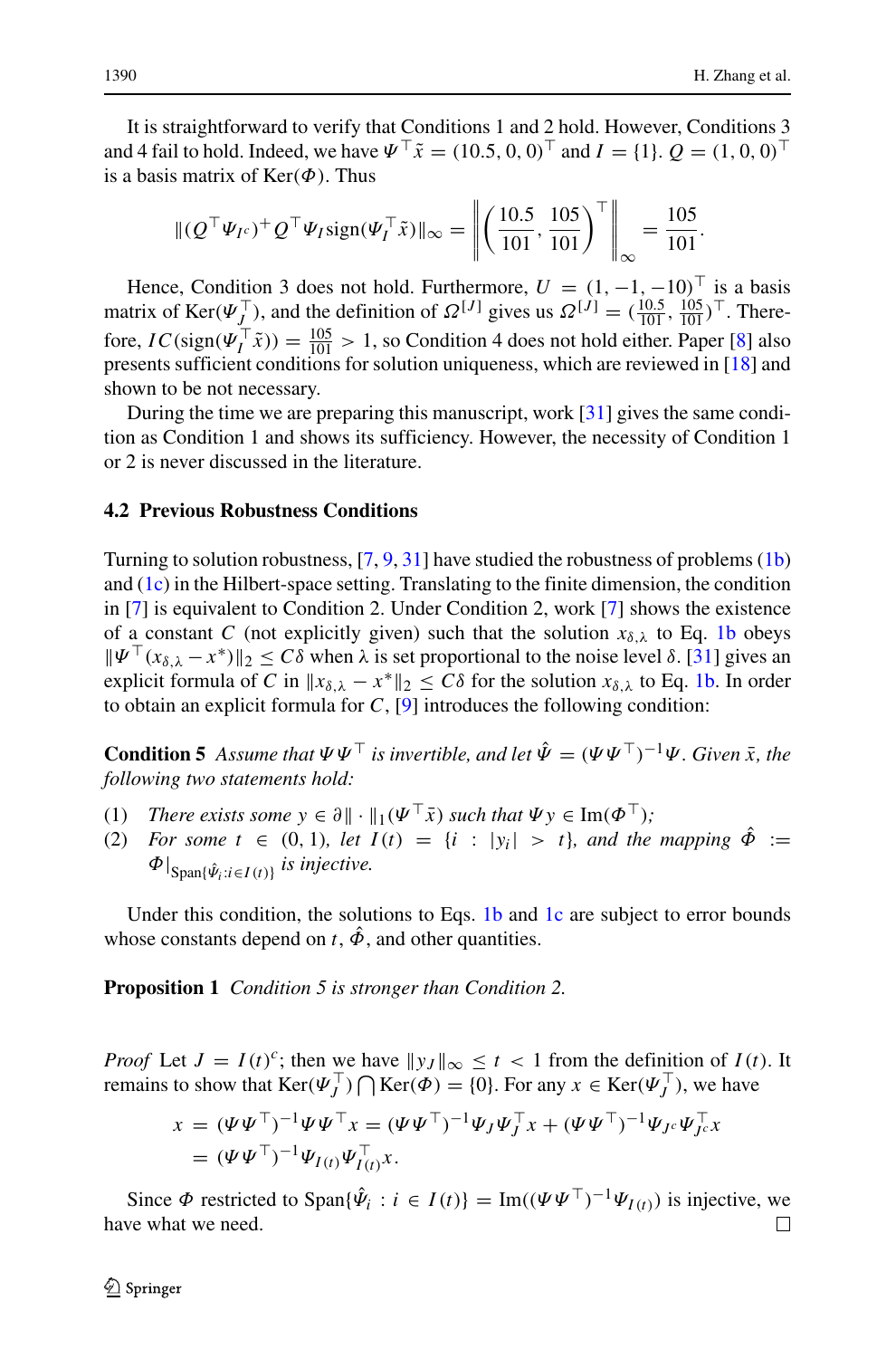It is straightforward to verify that Conditions 1 and 2 hold. However, Conditions 3 and 4 fail to hold. Indeed, we have $\Psi^\top \tilde{x} = (10.5, 0, 0)^\top$ and $I = \{1\}$. $Q = (1, 0, 0)^\top$ is a basis matrix of $\mathrm{Ker}(\Phi)$. Thus

$$\|(Q^\top \Psi_{I^c})^+ Q^\top \Psi_I \mathrm{sign}(\Psi_I^\top \tilde{x})\|_\infty = \left\| \left( \frac{10.5}{101}, \frac{105}{101} \right)^\top \right\|_\infty = \frac{105}{101}.$$

Hence, Condition 3 does not hold. Furthermore, $U = (1, -1, -10)^\top$ is a basis matrix of $\mathrm{Ker}(\Psi_J^\top)$, and the definition of $\Omega^{[J]}$ gives us $\Omega^{[J]} = (\frac{10.5}{101}, \frac{105}{101})^\top$. Therefore, $IC(\mathrm{sign}(\Psi_I^\top \tilde{x})) = \frac{105}{101} > 1$, so Condition 4 does not hold either. Paper [8] also presents sufficient conditions for solution uniqueness, which are reviewed in [18] and shown to be not necessary.

During the time we are preparing this manuscript, work [31] gives the same condition as Condition 1 and shows its sufficiency. However, the necessity of Condition 1 or 2 is never discussed in the literature.

### 4.2 Previous Robustness Conditions

Turning to solution robustness, [7, 9, 31] have studied the robustness of problems (1b) and (1c) in the Hilbert-space setting. Translating to the finite dimension, the condition in [7] is equivalent to Condition 2. Under Condition 2, work [7] shows the existence of a constant $C$ (not explicitly given) such that the solution $x_{\delta,\lambda}$ to Eq. 1b obeys $\|\Psi^\top (x_{\delta,\lambda} - x^*)\|_2 \le C\delta$ when $\lambda$ is set proportional to the noise level $\delta$. [31] gives an explicit formula of $C$ in $\|x_{\delta,\lambda} - x^*\|_2 \le C\delta$ for the solution $x_{\delta,\lambda}$ to Eq. 1b. In order to obtain an explicit formula for $C$, [9] introduces the following condition:

**Condition 5** *Assume that $\Psi\Psi^\top$ is invertible, and let $\hat{\Psi} = (\Psi\Psi^\top)^{-1}\Psi$. Given $\bar{x}$, the following two statements hold:*

(1) *There exists some $y \in \partial\|\cdot\|_1(\Psi^\top \bar{x})$ such that $\Psi y \in \mathrm{Im}(\Phi^\top)$;*
(2) *For some $t \in (0, 1)$, let $I(t) = \{i : |y_i| > t\}$, and the mapping $\hat{\Phi} := \Phi|_{\mathrm{Span}\{\hat{\Psi}_i : i \in I(t)\}}$ is injective.*

Under this condition, the solutions to Eqs. 1b and 1c are subject to error bounds whose constants depend on $t$, $\hat{\Phi}$, and other quantities.

**Proposition 1** *Condition 5 is stronger than Condition 2.*

*Proof* Let $J = I(t)^c$; then we have $\|y_J\|_\infty \le t < 1$ from the definition of $I(t)$. It remains to show that $\mathrm{Ker}(\Psi_J^\top) \bigcap \mathrm{Ker}(\Phi) = \{0\}$. For any $x \in \mathrm{Ker}(\Psi_J^\top)$, we have

$$\begin{aligned} x &= (\Psi\Psi^\top)^{-1}\Psi\Psi^\top x = (\Psi\Psi^\top)^{-1}\Psi_J\Psi_J^\top x + (\Psi\Psi^\top)^{-1}\Psi_{J^c}\Psi_{J^c}^\top x \\ &= (\Psi\Psi^\top)^{-1}\Psi_{I(t)}\Psi_{I(t)}^\top x. \end{aligned}$$

Since $\Phi$ restricted to $\mathrm{Span}\{\hat{\Psi}_i : i \in I(t)\} = \mathrm{Im}((\Psi\Psi^\top)^{-1}\Psi_{I(t)})$ is injective, we have what we need. □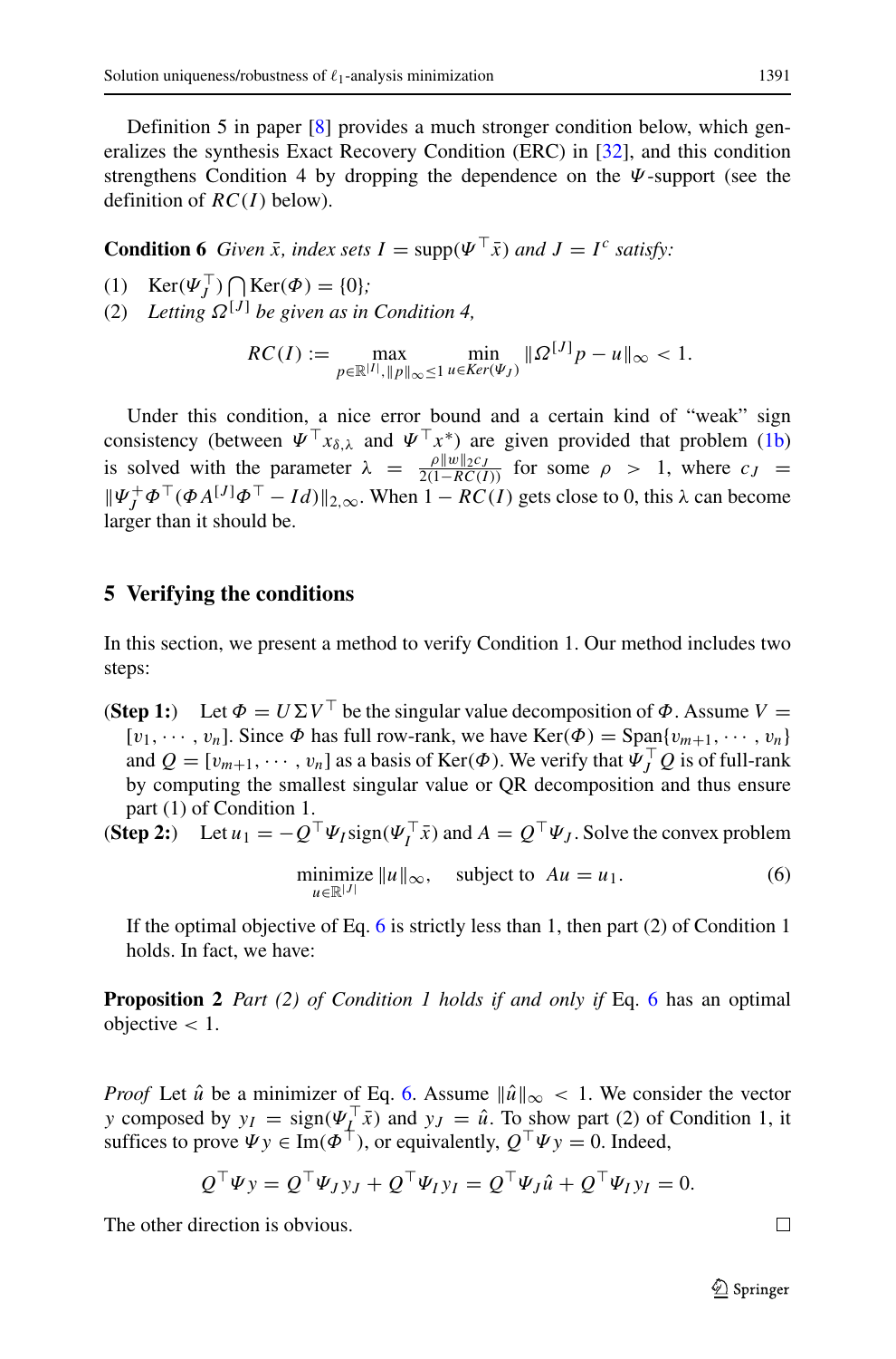Definition 5 in paper [8] provides a much stronger condition below, which generalizes the synthesis Exact Recovery Condition (ERC) in [32], and this condition strengthens Condition 4 by dropping the dependence on the $\Psi$-support (see the definition of $RC(I)$ below).

**Condition 6** *Given $\bar{x}$, index sets $I = \operatorname{supp}(\Psi^\top \bar{x})$ and $J = I^c$ satisfy:*

(1) $\operatorname{Ker}(\Psi_J^\top) \bigcap \operatorname{Ker}(\Phi) = \{0\}$*;*
(2) *Letting $\Omega^{[J]}$ be given as in Condition 4,*

$$RC(I) := \max_{p \in \mathbb{R}^{|I|}, \|p\|_\infty \leq 1} \min_{u \in Ker(\Psi_J)} \|\Omega^{[J]} p - u\|_\infty < 1.$$

Under this condition, a nice error bound and a certain kind of "weak" sign consistency (between $\Psi^\top x_{\delta,\lambda}$ and $\Psi^\top x^*$) are given provided that problem (1b) is solved with the parameter $\lambda = \frac{\rho \|w\|_2 c_J}{2(1-RC(I))}$ for some $\rho > 1$, where $c_J = \|\Psi_J^+ \Phi^\top (\Phi A^{[J]} \Phi^\top - Id)\|_{2,\infty}$. When $1 - RC(I)$ gets close to 0, this $\lambda$ can become larger than it should be.

## 5 Verifying the conditions

In this section, we present a method to verify Condition 1. Our method includes two steps:

**(Step 1:)** Let $\Phi = U \Sigma V^\top$ be the singular value decomposition of $\Phi$. Assume $V = [v_1, \cdots, v_n]$. Since $\Phi$ has full row-rank, we have $\operatorname{Ker}(\Phi) = \operatorname{Span}\{v_{m+1}, \cdots, v_n\}$ and $Q = [v_{m+1}, \cdots, v_n]$ as a basis of $\operatorname{Ker}(\Phi)$. We verify that $\Psi_J^\top Q$ is of full-rank by computing the smallest singular value or QR decomposition and thus ensure part (1) of Condition 1.

**(Step 2:)** Let $u_1 = -Q^\top \Psi_I \operatorname{sign}(\Psi_I^\top \bar{x})$ and $A = Q^\top \Psi_J$. Solve the convex problem

$$\underset{u \in \mathbb{R}^{|J|}}{\operatorname{minimize}} \|u\|_\infty, \quad \text{subject to } Au = u_1. \tag{6}$$

If the optimal objective of Eq. 6 is strictly less than 1, then part (2) of Condition 1 holds. In fact, we have:

**Proposition 2** *Part (2) of Condition 1 holds if and only if* Eq. 6 has an optimal objective $< 1$.

*Proof* Let $\hat{u}$ be a minimizer of Eq. 6. Assume $\|\hat{u}\|_\infty < 1$. We consider the vector $y$ composed by $y_I = \operatorname{sign}(\Psi_I^\top \bar{x})$ and $y_J = \hat{u}$. To show part (2) of Condition 1, it suffices to prove $\Psi y \in \operatorname{Im}(\Phi^\top)$, or equivalently, $Q^\top \Psi y = 0$. Indeed,

$$Q^\top \Psi y = Q^\top \Psi_J y_J + Q^\top \Psi_I y_I = Q^\top \Psi_J \hat{u} + Q^\top \Psi_I y_I = 0.$$

The other direction is obvious. $\square$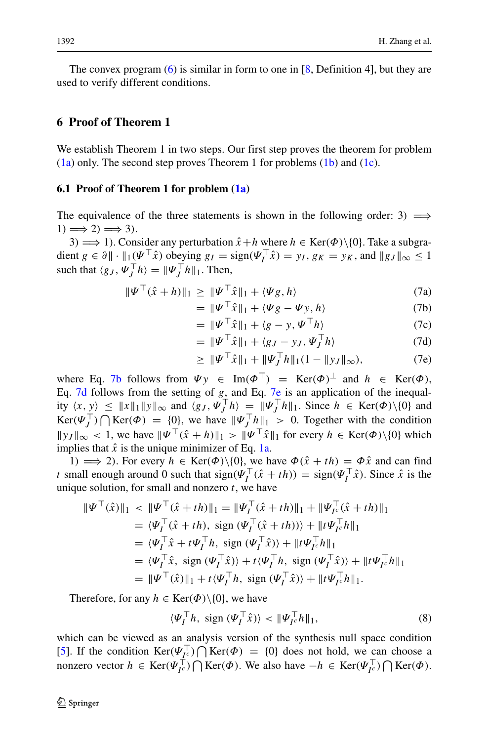The convex program (6) is similar in form to one in [8, Definition 4], but they are used to verify different conditions.

## 6 Proof of Theorem 1

We establish Theorem 1 in two steps. Our first step proves the theorem for problem (1a) only. The second step proves Theorem 1 for problems (1b) and (1c).

### 6.1 Proof of Theorem 1 for problem (1a)

The equivalence of the three statements is shown in the following order: 3) $\Longrightarrow$ 1) $\Longrightarrow$ 2) $\Longrightarrow$ 3).

3) $\Longrightarrow$ 1). Consider any perturbation $\hat{x}+h$ where $h \in \mathrm{Ker}(\Phi)\backslash\{0\}$. Take a subgradient $g \in \partial\|\cdot\|_1(\Psi^\top\hat{x})$ obeying $g_I = \mathrm{sign}(\Psi_I^\top\hat{x}) = y_I$, $g_K = y_K$, and $\|g_J\|_\infty \leq 1$ such that $\langle g_J, \Psi_J^\top h\rangle = \|\Psi_J^\top h\|_1$. Then,

$$
\begin{aligned}
\|\Psi^\top(\hat{x}+h)\|_1 &\geq \|\Psi^\top\hat{x}\|_1 + \langle\Psi g, h\rangle &\quad (7a)\\
&= \|\Psi^\top\hat{x}\|_1 + \langle\Psi g - \Psi y, h\rangle &\quad (7b)\\
&= \|\Psi^\top\hat{x}\|_1 + \langle g - y, \Psi^\top h\rangle &\quad (7c)\\
&= \|\Psi^\top\hat{x}\|_1 + \langle g_J - y_J, \Psi_J^\top h\rangle &\quad (7d)\\
&\geq \|\Psi^\top\hat{x}\|_1 + \|\Psi_J^\top h\|_1(1 - \|y_J\|_\infty), &\quad (7e)
\end{aligned}
$$

where Eq. 7b follows from $\Psi y \in \mathrm{Im}(\Phi^\top) = \mathrm{Ker}(\Phi)^\perp$ and $h \in \mathrm{Ker}(\Phi)$, Eq. 7d follows from the setting of $g$, and Eq. 7e is an application of the inequality $\langle x, y\rangle \leq \|x\|_1\|y\|_\infty$ and $\langle g_J, \Psi_J^\top h\rangle = \|\Psi_J^\top h\|_1$. Since $h \in \mathrm{Ker}(\Phi)\backslash\{0\}$ and $\mathrm{Ker}(\Psi_J^\top)\bigcap\mathrm{Ker}(\Phi) = \{0\}$, we have $\|\Psi_J^\top h\|_1 > 0$. Together with the condition $\|y_J\|_\infty < 1$, we have $\|\Psi^\top(\hat{x}+h)\|_1 > \|\Psi^\top\hat{x}\|_1$ for every $h \in \mathrm{Ker}(\Phi)\backslash\{0\}$ which implies that $\hat{x}$ is the unique minimizer of Eq. 1a.

1) $\Longrightarrow$ 2). For every $h \in \mathrm{Ker}(\Phi)\backslash\{0\}$, we have $\Phi(\hat{x}+th) = \Phi\hat{x}$ and can find $t$ small enough around 0 such that $\mathrm{sign}(\Psi_I^\top(\hat{x}+th)) = \mathrm{sign}(\Psi_I^\top\hat{x})$. Since $\hat{x}$ is the unique solution, for small and nonzero $t$, we have

$$
\begin{aligned}
\|\Psi^\top(\hat{x})\|_1 &< \|\Psi^\top(\hat{x}+th)\|_1 = \|\Psi_I^\top(\hat{x}+th)\|_1 + \|\Psi_{I^c}^\top(\hat{x}+th)\|_1\\
&= \langle\Psi_I^\top(\hat{x}+th),\ \mathrm{sign}\,(\Psi_I^\top(\hat{x}+th))\rangle + \|t\Psi_{I^c}^\top h\|_1\\
&= \langle\Psi_I^\top\hat{x} + t\Psi_I^\top h,\ \mathrm{sign}\,(\Psi_I^\top\hat{x})\rangle + \|t\Psi_{I^c}^\top h\|_1\\
&= \langle\Psi_I^\top\hat{x},\ \mathrm{sign}\,(\Psi_I^\top\hat{x})\rangle + t\langle\Psi_I^\top h,\ \mathrm{sign}\,(\Psi_I^\top\hat{x})\rangle + \|t\Psi_{I^c}^\top h\|_1\\
&= \|\Psi^\top(\hat{x})\|_1 + t\langle\Psi_I^\top h,\ \mathrm{sign}\,(\Psi_I^\top\hat{x})\rangle + \|t\Psi_{I^c}^\top h\|_1.
\end{aligned}
$$

Therefore, for any $h \in \mathrm{Ker}(\Phi)\backslash\{0\}$, we have

$$
\langle\Psi_I^\top h,\ \mathrm{sign}\,(\Psi_I^\top\hat{x})\rangle < \|\Psi_{I^c}^\top h\|_1, \quad (8)
$$

which can be viewed as an analysis version of the synthesis null space condition [5]. If the condition $\mathrm{Ker}(\Psi_{I^c}^\top)\bigcap\mathrm{Ker}(\Phi) = \{0\}$ does not hold, we can choose a nonzero vector $h \in \mathrm{Ker}(\Psi_{I^c}^\top)\bigcap\mathrm{Ker}(\Phi)$. We also have $-h \in \mathrm{Ker}(\Psi_{I^c}^\top)\bigcap\mathrm{Ker}(\Phi)$.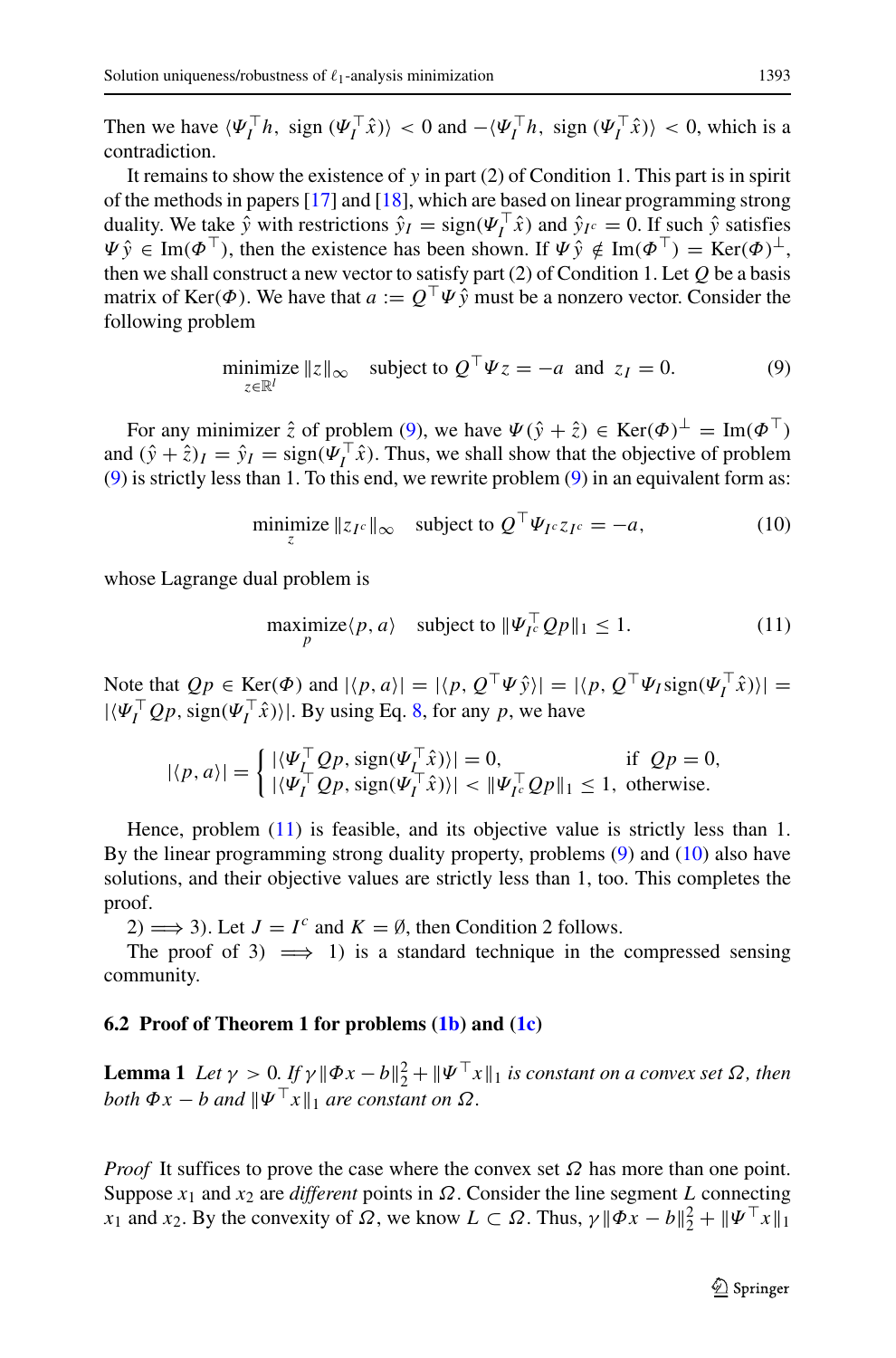Then we have $\langle \Psi_I^\top h, \operatorname{sign}(\Psi_I^\top \hat{x})\rangle < 0$ and $-\langle \Psi_I^\top h, \operatorname{sign}(\Psi_I^\top \hat{x})\rangle < 0$, which is a contradiction.

It remains to show the existence of $y$ in part (2) of Condition 1. This part is in spirit of the methods in papers [17] and [18], which are based on linear programming strong duality. We take $\hat{y}$ with restrictions $\hat{y}_I = \operatorname{sign}(\Psi_I^\top \hat{x})$ and $\hat{y}_{I^c} = 0$. If such $\hat{y}$ satisfies $\Psi \hat{y} \in \operatorname{Im}(\Phi^\top)$, then the existence has been shown. If $\Psi \hat{y} \notin \operatorname{Im}(\Phi^\top) = \operatorname{Ker}(\Phi)^\perp$, then we shall construct a new vector to satisfy part (2) of Condition 1. Let $Q$ be a basis matrix of $\operatorname{Ker}(\Phi)$. We have that $a := Q^\top \Psi \hat{y}$ must be a nonzero vector. Consider the following problem

$$\underset{z \in \mathbb{R}^l}{\text{minimize}} \ \|z\|_\infty \quad \text{subject to } Q^\top \Psi z = -a \ \text{ and } \ z_I = 0. \tag{9}$$

For any minimizer $\hat{z}$ of problem (9), we have $\Psi(\hat{y} + \hat{z}) \in \operatorname{Ker}(\Phi)^\perp = \operatorname{Im}(\Phi^\top)$ and $(\hat{y} + \hat{z})_I = \hat{y}_I = \operatorname{sign}(\Psi_I^\top \hat{x})$. Thus, we shall show that the objective of problem (9) is strictly less than 1. To this end, we rewrite problem (9) in an equivalent form as:

$$\underset{z}{\text{minimize}} \ \|z_{I^c}\|_\infty \quad \text{subject to } Q^\top \Psi_{I^c} z_{I^c} = -a, \tag{10}$$

whose Lagrange dual problem is

$$\underset{p}{\text{maximize}} \langle p, a\rangle \quad \text{subject to } \|\Psi_{I^c}^\top Q p\|_1 \le 1. \tag{11}$$

Note that $Qp \in \operatorname{Ker}(\Phi)$ and $|\langle p, a\rangle| = |\langle p, Q^\top \Psi \hat{y}\rangle| = |\langle p, Q^\top \Psi_I \operatorname{sign}(\Psi_I^\top \hat{x})\rangle| = |\langle \Psi_I^\top Qp, \operatorname{sign}(\Psi_I^\top \hat{x})\rangle|$. By using Eq. 8, for any $p$, we have

$$|\langle p, a\rangle| = \begin{cases} |\langle \Psi_I^\top Qp, \operatorname{sign}(\Psi_I^\top \hat{x})\rangle| = 0, & \text{if } \ Qp = 0, \\ |\langle \Psi_I^\top Qp, \operatorname{sign}(\Psi_I^\top \hat{x})\rangle| < \|\Psi_{I^c}^\top Qp\|_1 \le 1, & \text{otherwise.} \end{cases}$$

Hence, problem (11) is feasible, and its objective value is strictly less than 1. By the linear programming strong duality property, problems (9) and (10) also have solutions, and their objective values are strictly less than 1, too. This completes the proof.

2) $\Longrightarrow$ 3). Let $J = I^c$ and $K = \emptyset$, then Condition 2 follows.

The proof of 3) $\Longrightarrow$ 1) is a standard technique in the compressed sensing community.

### 6.2 Proof of Theorem 1 for problems (1b) and (1c)

**Lemma 1** *Let $\gamma > 0$. If $\gamma\|\Phi x - b\|_2^2 + \|\Psi^\top x\|_1$ is constant on a convex set $\Omega$, then both $\Phi x - b$ and $\|\Psi^\top x\|_1$ are constant on $\Omega$.*

*Proof* It suffices to prove the case where the convex set $\Omega$ has more than one point. Suppose $x_1$ and $x_2$ are *different* points in $\Omega$. Consider the line segment $L$ connecting $x_1$ and $x_2$. By the convexity of $\Omega$, we know $L \subset \Omega$. Thus, $\gamma\|\Phi x - b\|_2^2 + \|\Psi^\top x\|_1$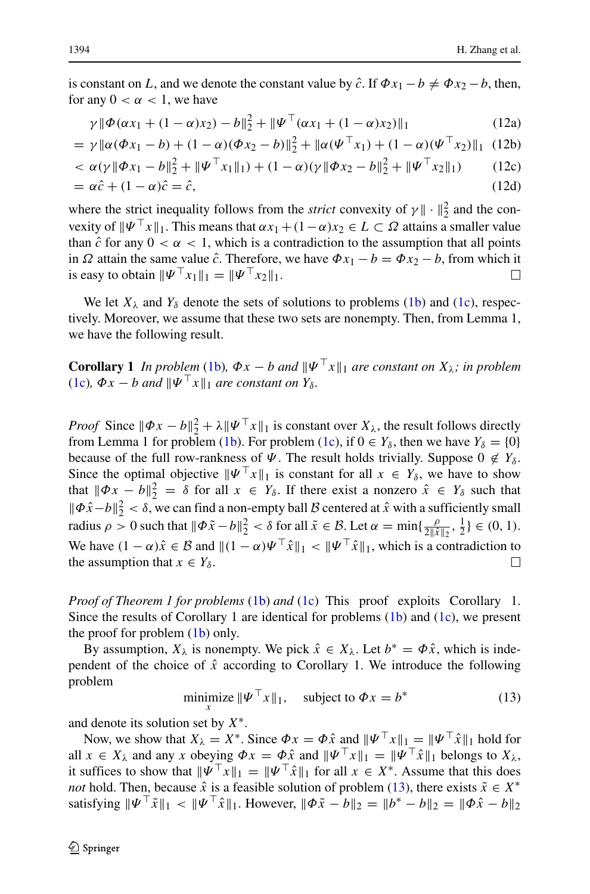is constant on $L$, and we denote the constant value by $\hat{c}$. If $\Phi x_1 - b \neq \Phi x_2 - b$, then, for any $0 < \alpha < 1$, we have

$$
\begin{aligned}
&\gamma\|\Phi(\alpha x_1 + (1-\alpha)x_2) - b\|_2^2 + \|\Psi^\top(\alpha x_1 + (1-\alpha)x_2)\|_1 && \text{(12a)}\\
&= \gamma\|\alpha(\Phi x_1 - b) + (1-\alpha)(\Phi x_2 - b)\|_2^2 + \|\alpha(\Psi^\top x_1) + (1-\alpha)(\Psi^\top x_2)\|_1 && \text{(12b)}\\
&< \alpha(\gamma\|\Phi x_1 - b\|_2^2 + \|\Psi^\top x_1\|_1) + (1-\alpha)(\gamma\|\Phi x_2 - b\|_2^2 + \|\Psi^\top x_2\|_1) && \text{(12c)}\\
&= \alpha\hat{c} + (1-\alpha)\hat{c} = \hat{c}, && \text{(12d)}
\end{aligned}
$$

where the strict inequality follows from the *strict* convexity of $\gamma\|\cdot\|_2^2$ and the convexity of $\|\Psi^\top x\|_1$. This means that $\alpha x_1 + (1-\alpha)x_2 \in L \subset \Omega$ attains a smaller value than $\hat{c}$ for any $0 < \alpha < 1$, which is a contradiction to the assumption that all points in $\Omega$ attain the same value $\hat{c}$. Therefore, we have $\Phi x_1 - b = \Phi x_2 - b$, from which it is easy to obtain $\|\Psi^\top x_1\|_1 = \|\Psi^\top x_2\|_1$. □

We let $X_\lambda$ and $Y_\delta$ denote the sets of solutions to problems (1b) and (1c), respectively. Moreover, we assume that these two sets are nonempty. Then, from Lemma 1, we have the following result.

**Corollary 1** *In problem* (1b)*, $\Phi x - b$ and $\|\Psi^\top x\|_1$ are constant on $X_\lambda$; in problem* (1c)*, $\Phi x - b$ and $\|\Psi^\top x\|_1$ are constant on $Y_\delta$.*

*Proof* Since $\|\Phi x - b\|_2^2 + \lambda\|\Psi^\top x\|_1$ is constant over $X_\lambda$, the result follows directly from Lemma 1 for problem (1b). For problem (1c), if $0 \in Y_\delta$, then we have $Y_\delta = \{0\}$ because of the full row-rankness of $\Psi$. The result holds trivially. Suppose $0 \notin Y_\delta$. Since the optimal objective $\|\Psi^\top x\|_1$ is constant for all $x \in Y_\delta$, we have to show that $\|\Phi x - b\|_2^2 = \delta$ for all $x \in Y_\delta$. If there exist a nonzero $\hat{x} \in Y_\delta$ such that $\|\Phi\hat{x} - b\|_2^2 < \delta$, we can find a non-empty ball $\mathcal{B}$ centered at $\hat{x}$ with a sufficiently small radius $\rho > 0$ such that $\|\Phi\tilde{x} - b\|_2^2 < \delta$ for all $\tilde{x} \in \mathcal{B}$. Let $\alpha = \min\{\frac{\rho}{2\|\hat{x}\|_2}, \frac{1}{2}\} \in (0, 1)$. We have $(1-\alpha)\hat{x} \in \mathcal{B}$ and $\|(1-\alpha)\Psi^\top\hat{x}\|_1 < \|\Psi^\top\hat{x}\|_1$, which is a contradiction to the assumption that $x \in Y_\delta$. □

*Proof of Theorem 1 for problems* (1b) *and* (1c) This proof exploits Corollary 1. Since the results of Corollary 1 are identical for problems (1b) and (1c), we present the proof for problem (1b) only.

By assumption, $X_\lambda$ is nonempty. We pick $\hat{x} \in X_\lambda$. Let $b^* = \Phi\hat{x}$, which is independent of the choice of $\hat{x}$ according to Corollary 1. We introduce the following problem

$$
\underset{x}{\text{minimize}}\ \|\Psi^\top x\|_1, \quad \text{subject to } \Phi x = b^* \tag{13}
$$

and denote its solution set by $X^*$.

Now, we show that $X_\lambda = X^*$. Since $\Phi x = \Phi\hat{x}$ and $\|\Psi^\top x\|_1 = \|\Psi^\top\hat{x}\|_1$ hold for all $x \in X_\lambda$ and any $x$ obeying $\Phi x = \Phi\hat{x}$ and $\|\Psi^\top x\|_1 = \|\Psi^\top\hat{x}\|_1$ belongs to $X_\lambda$, it suffices to show that $\|\Psi^\top x\|_1 = \|\Psi^\top\hat{x}\|_1$ for all $x \in X^*$. Assume that this does *not* hold. Then, because $\hat{x}$ is a feasible solution of problem (13), there exists $\tilde{x} \in X^*$ satisfying $\|\Psi^\top\tilde{x}\|_1 < \|\Psi^\top\hat{x}\|_1$. However, $\|\Phi\tilde{x} - b\|_2 = \|b^* - b\|_2 = \|\Phi\hat{x} - b\|_2$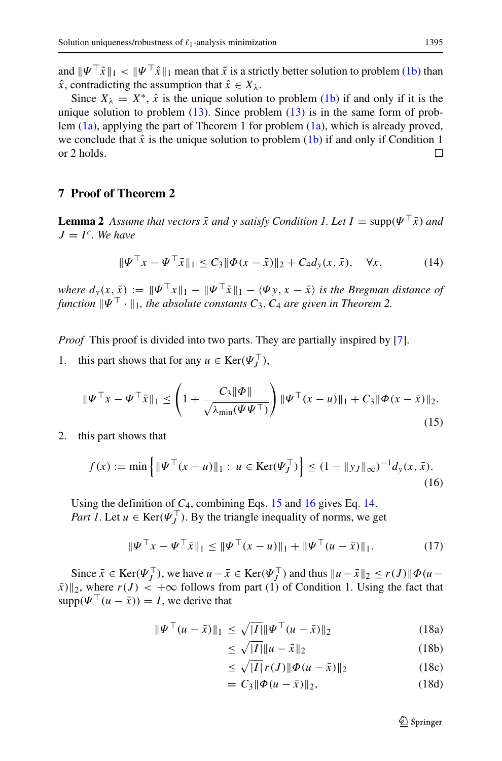and $\|\Psi^\top \tilde{x}\|_1 < \|\Psi^\top \hat{x}\|_1$ mean that $\tilde{x}$ is a strictly better solution to problem (1b) than $\hat{x}$, contradicting the assumption that $\hat{x} \in X_\lambda$.

Since $X_\lambda = X^*$, $\hat{x}$ is the unique solution to problem (1b) if and only if it is the unique solution to problem (13). Since problem (13) is in the same form of problem (1a), applying the part of Theorem 1 for problem (1a), which is already proved, we conclude that $\hat{x}$ is the unique solution to problem (1b) if and only if Condition 1 or 2 holds. □

## 7 Proof of Theorem 2

**Lemma 2** *Assume that vectors $\bar{x}$ and $y$ satisfy Condition 1. Let $I = \mathrm{supp}(\Psi^\top \bar{x})$ and $J = I^c$. We have*

$$\|\Psi^\top x - \Psi^\top \bar{x}\|_1 \leq C_3 \|\Phi(x - \bar{x})\|_2 + C_4 d_y(x, \bar{x}), \quad \forall x, \tag{14}$$

*where $d_y(x, \bar{x}) := \|\Psi^\top x\|_1 - \|\Psi^\top \bar{x}\|_1 - \langle \Psi y, x - \bar{x}\rangle$ is the Bregman distance of function $\|\Psi^\top \cdot\|_1$, the absolute constants $C_3, C_4$ are given in Theorem 2.*

*Proof* This proof is divided into two parts. They are partially inspired by [7].

1. this part shows that for any $u \in \mathrm{Ker}(\Psi_J^\top)$,

$$\|\Psi^\top x - \Psi^\top \bar{x}\|_1 \leq \left(1 + \frac{C_3\|\Phi\|}{\sqrt{\lambda_{\min}(\Psi\Psi^\top)}}\right) \|\Psi^\top (x - u)\|_1 + C_3 \|\Phi(x - \bar{x})\|_2. \tag{15}$$

2. this part shows that

$$f(x) := \min\left\{\|\Psi^\top (x - u)\|_1 : \; u \in \mathrm{Ker}(\Psi_J^\top)\right\} \leq (1 - \|y_J\|_\infty)^{-1} d_y(x, \bar{x}). \tag{16}$$

Using the definition of $C_4$, combining Eqs. 15 and 16 gives Eq. 14.

*Part 1.* Let $u \in \mathrm{Ker}(\Psi_J^\top)$. By the triangle inequality of norms, we get

$$\|\Psi^\top x - \Psi^\top \bar{x}\|_1 \leq \|\Psi^\top (x - u)\|_1 + \|\Psi^\top (u - \bar{x})\|_1. \tag{17}$$

Since $\bar{x} \in \mathrm{Ker}(\Psi_J^\top)$, we have $u - \bar{x} \in \mathrm{Ker}(\Psi_J^\top)$ and thus $\|u - \bar{x}\|_2 \leq r(J)\|\Phi(u - \bar{x})\|_2$, where $r(J) < +\infty$ follows from part (1) of Condition 1. Using the fact that $\mathrm{supp}(\Psi^\top (u - \bar{x})) = I$, we derive that

$$\|\Psi^\top (u - \bar{x})\|_1 \leq \sqrt{|I|}\|\Psi^\top (u - \bar{x})\|_2 \tag{18a}$$

$$\leq \sqrt{|I|}\|u - \bar{x}\|_2 \tag{18b}$$

$$\leq \sqrt{|I|}\, r(J)\|\Phi(u - \bar{x})\|_2 \tag{18c}$$

$$= C_3 \|\Phi(u - \bar{x})\|_2, \tag{18d}$$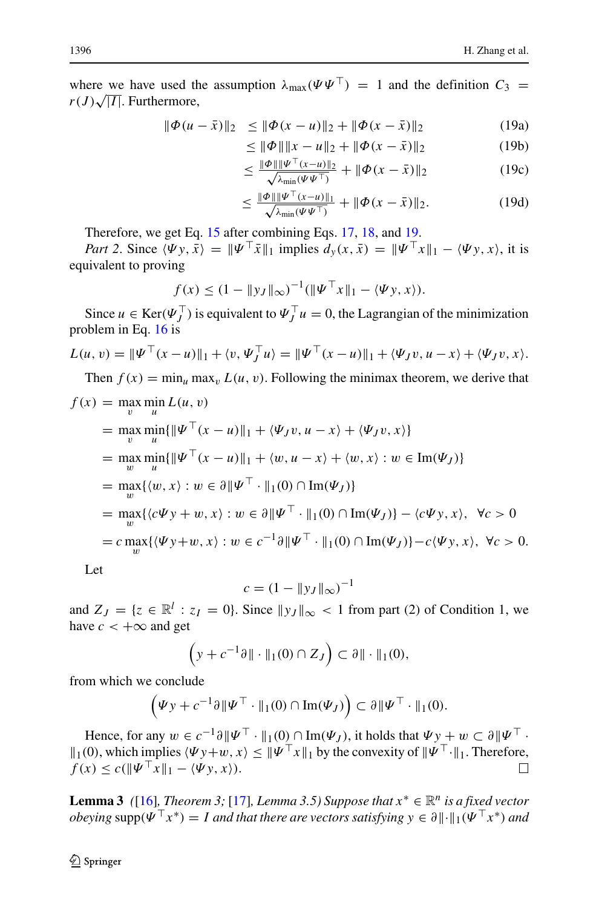where we have used the assumption $\lambda_{\max}(\Psi\Psi^\top) = 1$ and the definition $C_3 = r(J)\sqrt{|I|}$. Furthermore,

$$
\begin{aligned}
\|\Phi(u-\bar{x})\|_2 &\le \|\Phi(x-u)\|_2 + \|\Phi(x-\bar{x})\|_2 && \text{(19a)}\\
&\le \|\Phi\|\|x-u\|_2 + \|\Phi(x-\bar{x})\|_2 && \text{(19b)}\\
&\le \frac{\|\Phi\|\|\Psi^\top(x-u)\|_2}{\sqrt{\lambda_{\min}(\Psi\Psi^\top)}} + \|\Phi(x-\bar{x})\|_2 && \text{(19c)}\\
&\le \frac{\|\Phi\|\|\Psi^\top(x-u)\|_1}{\sqrt{\lambda_{\min}(\Psi\Psi^\top)}} + \|\Phi(x-\bar{x})\|_2. && \text{(19d)}
\end{aligned}
$$

Therefore, we get Eq. 15 after combining Eqs. 17, 18, and 19.

*Part 2*. Since $\langle \Psi y, \bar{x}\rangle = \|\Psi^\top \bar{x}\|_1$ implies $d_y(x,\bar{x}) = \|\Psi^\top x\|_1 - \langle \Psi y, x\rangle$, it is equivalent to proving

$$
f(x) \le (1-\|y_J\|_\infty)^{-1}(\|\Psi^\top x\|_1 - \langle \Psi y, x\rangle).
$$

Since $u \in \mathrm{Ker}(\Psi_J^\top)$ is equivalent to $\Psi_J^\top u = 0$, the Lagrangian of the minimization problem in Eq. 16 is

$$
L(u,v) = \|\Psi^\top(x-u)\|_1 + \langle v, \Psi_J^\top u\rangle = \|\Psi^\top(x-u)\|_1 + \langle \Psi_J v, u-x\rangle + \langle \Psi_J v, x\rangle.
$$

Then $f(x) = \min_u \max_v L(u,v)$. Following the minimax theorem, we derive that

$$
\begin{aligned}
f(x) &= \max_v \min_u L(u,v)\\
&= \max_v \min_u \{\|\Psi^\top(x-u)\|_1 + \langle \Psi_J v, u-x\rangle + \langle \Psi_J v, x\rangle\}\\
&= \max_w \min_u \{\|\Psi^\top(x-u)\|_1 + \langle w, u-x\rangle + \langle w, x\rangle : w \in \mathrm{Im}(\Psi_J)\}\\
&= \max_w \{\langle w, x\rangle : w \in \partial\|\Psi^\top\cdot\|_1(0) \cap \mathrm{Im}(\Psi_J)\}\\
&= \max_w \{\langle c\Psi y + w, x\rangle : w \in \partial\|\Psi^\top\cdot\|_1(0) \cap \mathrm{Im}(\Psi_J)\} - \langle c\Psi y, x\rangle, \quad \forall c > 0\\
&= c\max_w \{\langle \Psi y + w, x\rangle : w \in c^{-1}\partial\|\Psi^\top\cdot\|_1(0) \cap \mathrm{Im}(\Psi_J)\} - c\langle \Psi y, x\rangle, \quad \forall c > 0.
\end{aligned}
$$

Let

$$
c = (1-\|y_J\|_\infty)^{-1}
$$

and $Z_J = \{z \in \mathbb{R}^l : z_I = 0\}$. Since $\|y_J\|_\infty < 1$ from part (2) of Condition 1, we have $c < +\infty$ and get

$$
\left(y + c^{-1}\partial\|\cdot\|_1(0) \cap Z_J\right) \subset \partial\|\cdot\|_1(0),
$$

from which we conclude

$$
\left(\Psi y + c^{-1}\partial\|\Psi^\top\cdot\|_1(0) \cap \mathrm{Im}(\Psi_J)\right) \subset \partial\|\Psi^\top\cdot\|_1(0).
$$

Hence, for any $w \in c^{-1}\partial\|\Psi^\top\cdot\|_1(0) \cap \mathrm{Im}(\Psi_J)$, it holds that $\Psi y + w \subset \partial\|\Psi^\top\cdot\|_1(0)$, which implies $\langle \Psi y + w, x\rangle \le \|\Psi^\top x\|_1$ by the convexity of $\|\Psi^\top\cdot\|_1$. Therefore, $f(x) \le c(\|\Psi^\top x\|_1 - \langle \Psi y, x\rangle)$. □

**Lemma 3** *([16], Theorem 3; [17], Lemma 3.5) Suppose that $x^* \in \mathbb{R}^n$ is a fixed vector obeying $\mathrm{supp}(\Psi^\top x^*) = I$ and that there are vectors satisfying $y \in \partial\|\cdot\|_1(\Psi^\top x^*)$ and*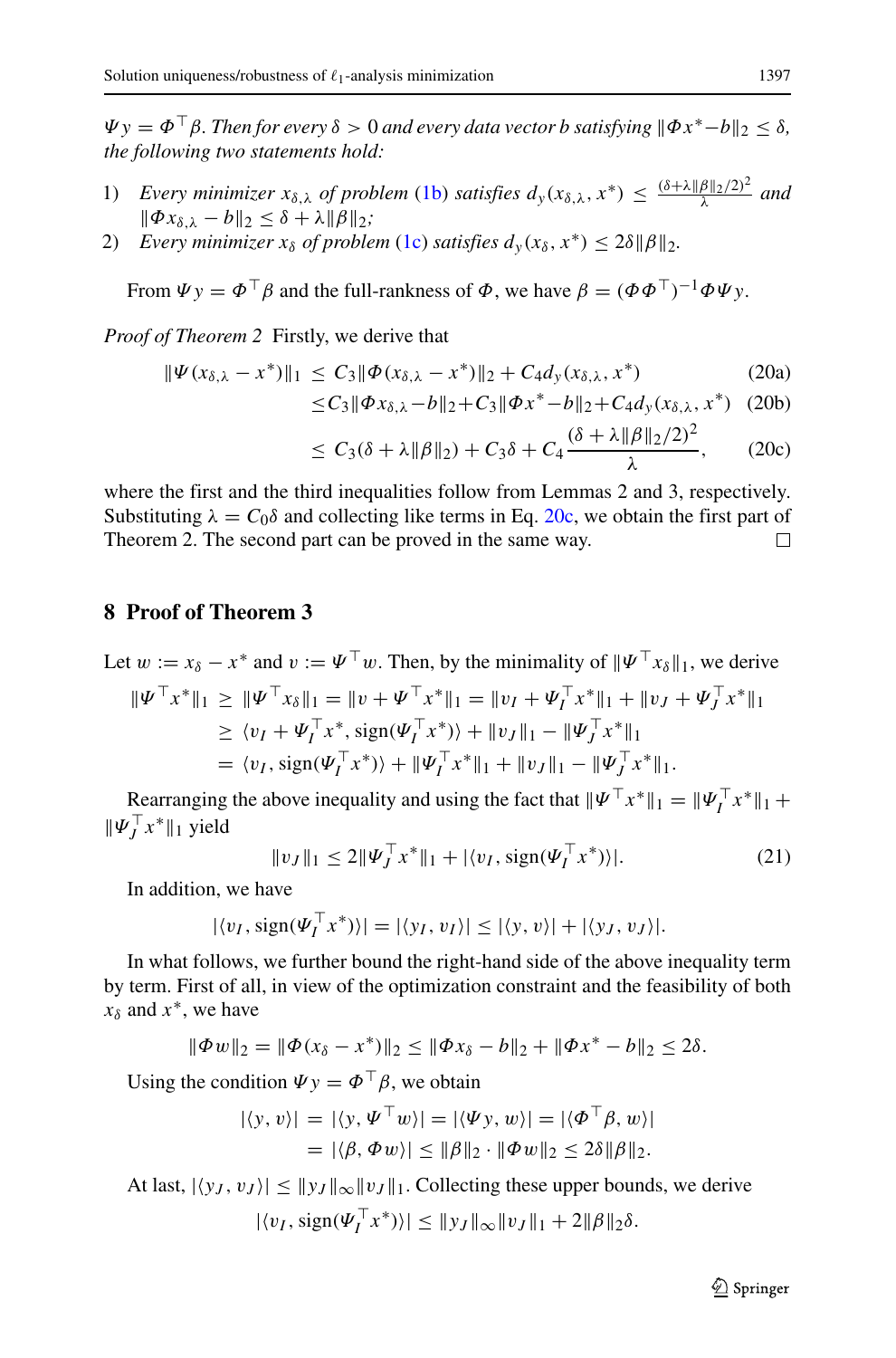*$\Psi y = \Phi^\top \beta$. Then for every $\delta > 0$ and every data vector $b$ satisfying $\|\Phi x^* - b\|_2 \le \delta$, the following two statements hold:*

1) *Every minimizer $x_{\delta,\lambda}$ of problem (1b) satisfies $d_y(x_{\delta,\lambda}, x^*) \le \frac{(\delta+\lambda\|\beta\|_2/2)^2}{\lambda}$ and $\|\Phi x_{\delta,\lambda} - b\|_2 \le \delta + \lambda\|\beta\|_2$;*
2) *Every minimizer $x_\delta$ of problem (1c) satisfies $d_y(x_\delta, x^*) \le 2\delta\|\beta\|_2$.*

From $\Psi y = \Phi^\top \beta$ and the full-rankness of $\Phi$, we have $\beta = (\Phi\Phi^\top)^{-1}\Phi\Psi y$.

*Proof of Theorem 2* Firstly, we derive that

$$
\begin{aligned}
\|\Psi(x_{\delta,\lambda} - x^*)\|_1 &\le C_3\|\Phi(x_{\delta,\lambda} - x^*)\|_2 + C_4 d_y(x_{\delta,\lambda}, x^*) &\quad (20a)\\
&\le C_3\|\Phi x_{\delta,\lambda} - b\|_2 + C_3\|\Phi x^* - b\|_2 + C_4 d_y(x_{\delta,\lambda}, x^*) &\quad (20b)\\
&\le C_3(\delta + \lambda\|\beta\|_2) + C_3\delta + C_4\frac{(\delta+\lambda\|\beta\|_2/2)^2}{\lambda}, &\quad (20c)
\end{aligned}
$$

where the first and the third inequalities follow from Lemmas 2 and 3, respectively. Substituting $\lambda = C_0\delta$ and collecting like terms in Eq. 20c, we obtain the first part of Theorem 2. The second part can be proved in the same way. □

## 8 Proof of Theorem 3

Let $w := x_\delta - x^*$ and $v := \Psi^\top w$. Then, by the minimality of $\|\Psi^\top x_\delta\|_1$, we derive

$$
\begin{aligned}
\|\Psi^\top x^*\|_1 &\ge \|\Psi^\top x_\delta\|_1 = \|v + \Psi^\top x^*\|_1 = \|v_I + \Psi_I^\top x^*\|_1 + \|v_J + \Psi_J^\top x^*\|_1\\
&\ge \langle v_I + \Psi_I^\top x^*, \operatorname{sign}(\Psi_I^\top x^*)\rangle + \|v_J\|_1 - \|\Psi_J^\top x^*\|_1\\
&= \langle v_I, \operatorname{sign}(\Psi_I^\top x^*)\rangle + \|\Psi_I^\top x^*\|_1 + \|v_J\|_1 - \|\Psi_J^\top x^*\|_1.
\end{aligned}
$$

Rearranging the above inequality and using the fact that $\|\Psi^\top x^*\|_1 = \|\Psi_I^\top x^*\|_1 + \|\Psi_J^\top x^*\|_1$ yield

$$
\|v_J\|_1 \le 2\|\Psi_J^\top x^*\|_1 + |\langle v_I, \operatorname{sign}(\Psi_I^\top x^*)\rangle|. \quad (21)
$$

In addition, we have

$$
|\langle v_I, \operatorname{sign}(\Psi_I^\top x^*)\rangle| = |\langle y_I, v_I\rangle| \le |\langle y, v\rangle| + |\langle y_J, v_J\rangle|.
$$

In what follows, we further bound the right-hand side of the above inequality term by term. First of all, in view of the optimization constraint and the feasibility of both $x_\delta$ and $x^*$, we have

$$
\|\Phi w\|_2 = \|\Phi(x_\delta - x^*)\|_2 \le \|\Phi x_\delta - b\|_2 + \|\Phi x^* - b\|_2 \le 2\delta.
$$

Using the condition $\Psi y = \Phi^\top \beta$, we obtain

$$
\begin{aligned}
|\langle y, v\rangle| &= |\langle y, \Psi^\top w\rangle| = |\langle \Psi y, w\rangle| = |\langle \Phi^\top \beta, w\rangle|\\
&= |\langle \beta, \Phi w\rangle| \le \|\beta\|_2 \cdot \|\Phi w\|_2 \le 2\delta\|\beta\|_2.
\end{aligned}
$$

At last, $|\langle y_J, v_J\rangle| \le \|y_J\|_\infty \|v_J\|_1$. Collecting these upper bounds, we derive

$$
|\langle v_I, \operatorname{sign}(\Psi_I^\top x^*)\rangle| \le \|y_J\|_\infty \|v_J\|_1 + 2\|\beta\|_2\delta.
$$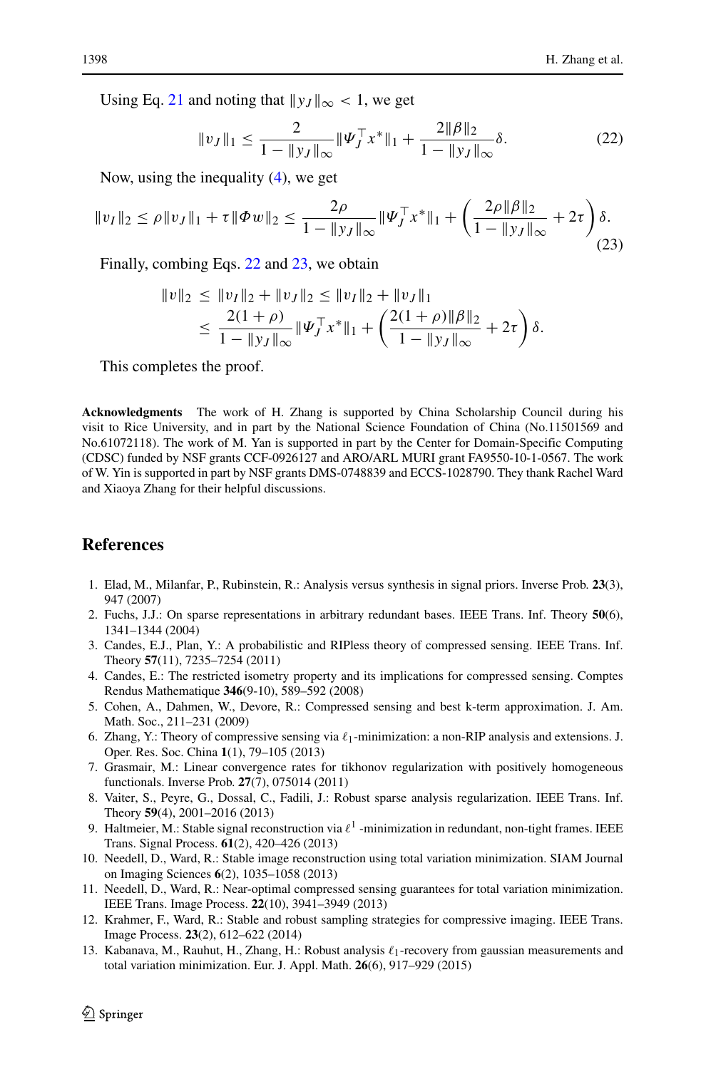Using Eq. 21 and noting that $\|y_J\|_\infty < 1$, we get

$$\|v_J\|_1 \leq \frac{2}{1 - \|y_J\|_\infty} \|\Psi_J^\top x^*\|_1 + \frac{2\|\beta\|_2}{1 - \|y_J\|_\infty} \delta. \tag{22}$$

Now, using the inequality (4), we get

$$\|v_I\|_2 \leq \rho \|v_J\|_1 + \tau \|\Phi w\|_2 \leq \frac{2\rho}{1 - \|y_J\|_\infty} \|\Psi_J^\top x^*\|_1 + \left( \frac{2\rho\|\beta\|_2}{1 - \|y_J\|_\infty} + 2\tau \right) \delta. \tag{23}$$

Finally, combing Eqs. 22 and 23, we obtain

$$\begin{aligned} \|v\|_2 &\leq \|v_I\|_2 + \|v_J\|_2 \leq \|v_I\|_2 + \|v_J\|_1 \\ &\leq \frac{2(1+\rho)}{1 - \|y_J\|_\infty} \|\Psi_J^\top x^*\|_1 + \left( \frac{2(1+\rho)\|\beta\|_2}{1 - \|y_J\|_\infty} + 2\tau \right) \delta. \end{aligned}$$

This completes the proof.

**Acknowledgments** The work of H. Zhang is supported by China Scholarship Council during his visit to Rice University, and in part by the National Science Foundation of China (No.11501569 and No.61072118). The work of M. Yan is supported in part by the Center for Domain-Specific Computing (CDSC) funded by NSF grants CCF-0926127 and ARO/ARL MURI grant FA9550-10-1-0567. The work of W. Yin is supported in part by NSF grants DMS-0748839 and ECCS-1028790. They thank Rachel Ward and Xiaoya Zhang for their helpful discussions.

## References

1. Elad, M., Milanfar, P., Rubinstein, R.: Analysis versus synthesis in signal priors. Inverse Prob. **23**(3), 947 (2007)
2. Fuchs, J.J.: On sparse representations in arbitrary redundant bases. IEEE Trans. Inf. Theory **50**(6), 1341–1344 (2004)
3. Candes, E.J., Plan, Y.: A probabilistic and RIPless theory of compressed sensing. IEEE Trans. Inf. Theory **57**(11), 7235–7254 (2011)
4. Candes, E.: The restricted isometry property and its implications for compressed sensing. Comptes Rendus Mathematique **346**(9-10), 589–592 (2008)
5. Cohen, A., Dahmen, W., Devore, R.: Compressed sensing and best k-term approximation. J. Am. Math. Soc., 211–231 (2009)
6. Zhang, Y.: Theory of compressive sensing via $\ell_1$-minimization: a non-RIP analysis and extensions. J. Oper. Res. Soc. China **1**(1), 79–105 (2013)
7. Grasmair, M.: Linear convergence rates for tikhonov regularization with positively homogeneous functionals. Inverse Prob. **27**(7), 075014 (2011)
8. Vaiter, S., Peyre, G., Dossal, C., Fadili, J.: Robust sparse analysis regularization. IEEE Trans. Inf. Theory **59**(4), 2001–2016 (2013)
9. Haltmeier, M.: Stable signal reconstruction via $\ell^1$ -minimization in redundant, non-tight frames. IEEE Trans. Signal Process. **61**(2), 420–426 (2013)
10. Needell, D., Ward, R.: Stable image reconstruction using total variation minimization. SIAM Journal on Imaging Sciences **6**(2), 1035–1058 (2013)
11. Needell, D., Ward, R.: Near-optimal compressed sensing guarantees for total variation minimization. IEEE Trans. Image Process. **22**(10), 3941–3949 (2013)
12. Krahmer, F., Ward, R.: Stable and robust sampling strategies for compressive imaging. IEEE Trans. Image Process. **23**(2), 612–622 (2014)
13. Kabanava, M., Rauhut, H., Zhang, H.: Robust analysis $\ell_1$-recovery from gaussian measurements and total variation minimization. Eur. J. Appl. Math. **26**(6), 917–929 (2015)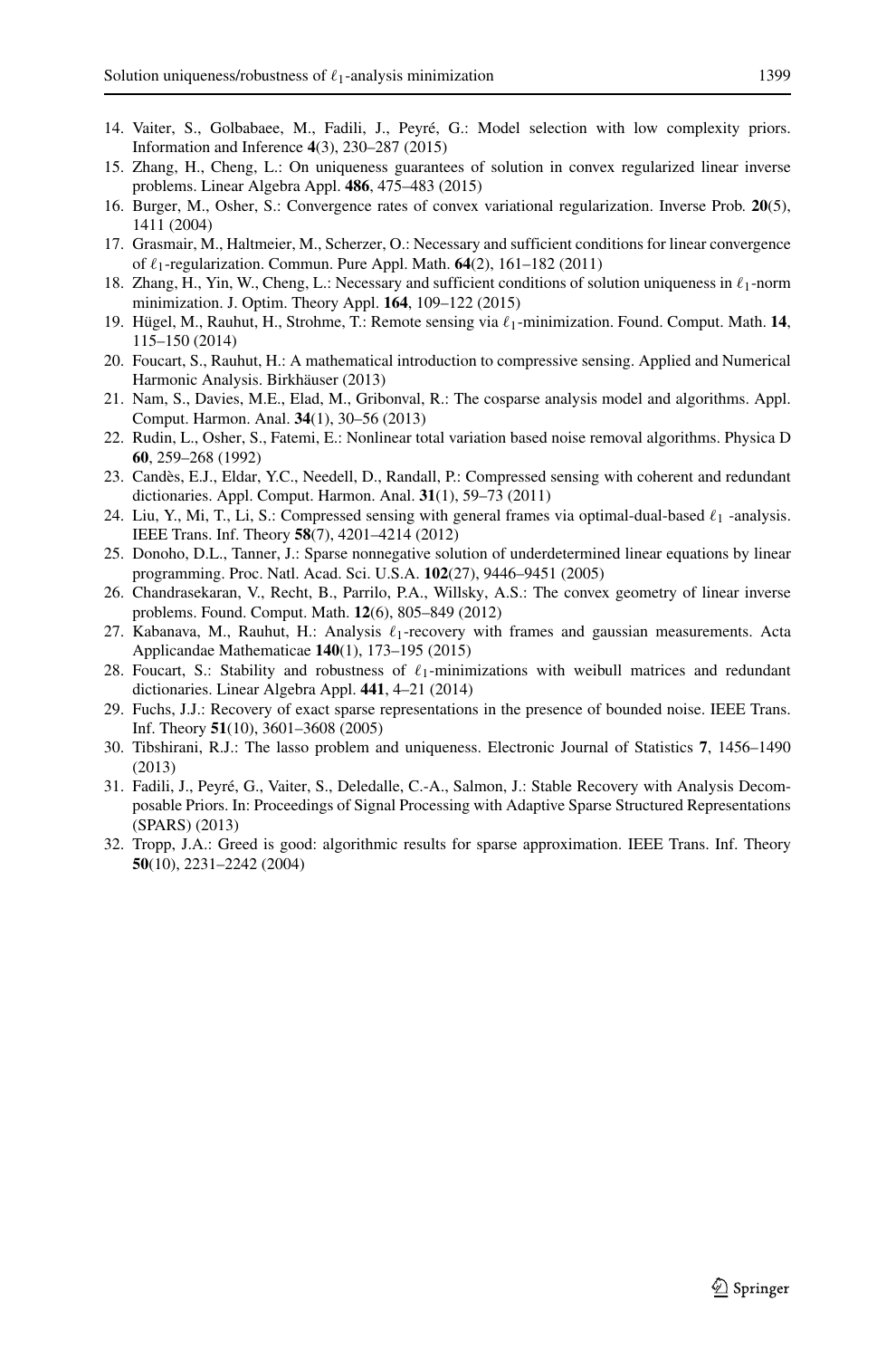14. Vaiter, S., Golbabaee, M., Fadili, J., Peyré, G.: Model selection with low complexity priors. Information and Inference **4**(3), 230–287 (2015)
15. Zhang, H., Cheng, L.: On uniqueness guarantees of solution in convex regularized linear inverse problems. Linear Algebra Appl. **486**, 475–483 (2015)
16. Burger, M., Osher, S.: Convergence rates of convex variational regularization. Inverse Prob. **20**(5), 1411 (2004)
17. Grasmair, M., Haltmeier, M., Scherzer, O.: Necessary and sufficient conditions for linear convergence of $\ell_1$-regularization. Commun. Pure Appl. Math. **64**(2), 161–182 (2011)
18. Zhang, H., Yin, W., Cheng, L.: Necessary and sufficient conditions of solution uniqueness in $\ell_1$-norm minimization. J. Optim. Theory Appl. **164**, 109–122 (2015)
19. Hügel, M., Rauhut, H., Strohme, T.: Remote sensing via $\ell_1$-minimization. Found. Comput. Math. **14**, 115–150 (2014)
20. Foucart, S., Rauhut, H.: A mathematical introduction to compressive sensing. Applied and Numerical Harmonic Analysis. Birkhäuser (2013)
21. Nam, S., Davies, M.E., Elad, M., Gribonval, R.: The cosparse analysis model and algorithms. Appl. Comput. Harmon. Anal. **34**(1), 30–56 (2013)
22. Rudin, L., Osher, S., Fatemi, E.: Nonlinear total variation based noise removal algorithms. Physica D **60**, 259–268 (1992)
23. Candès, E.J., Eldar, Y.C., Needell, D., Randall, P.: Compressed sensing with coherent and redundant dictionaries. Appl. Comput. Harmon. Anal. **31**(1), 59–73 (2011)
24. Liu, Y., Mi, T., Li, S.: Compressed sensing with general frames via optimal-dual-based $\ell_1$ -analysis. IEEE Trans. Inf. Theory **58**(7), 4201–4214 (2012)
25. Donoho, D.L., Tanner, J.: Sparse nonnegative solution of underdetermined linear equations by linear programming. Proc. Natl. Acad. Sci. U.S.A. **102**(27), 9446–9451 (2005)
26. Chandrasekaran, V., Recht, B., Parrilo, P.A., Willsky, A.S.: The convex geometry of linear inverse problems. Found. Comput. Math. **12**(6), 805–849 (2012)
27. Kabanava, M., Rauhut, H.: Analysis $\ell_1$-recovery with frames and gaussian measurements. Acta Applicandae Mathematicae **140**(1), 173–195 (2015)
28. Foucart, S.: Stability and robustness of $\ell_1$-minimizations with weibull matrices and redundant dictionaries. Linear Algebra Appl. **441**, 4–21 (2014)
29. Fuchs, J.J.: Recovery of exact sparse representations in the presence of bounded noise. IEEE Trans. Inf. Theory **51**(10), 3601–3608 (2005)
30. Tibshirani, R.J.: The lasso problem and uniqueness. Electronic Journal of Statistics **7**, 1456–1490 (2013)
31. Fadili, J., Peyré, G., Vaiter, S., Deledalle, C.-A., Salmon, J.: Stable Recovery with Analysis Decomposable Priors. In: Proceedings of Signal Processing with Adaptive Sparse Structured Representations (SPARS) (2013)
32. Tropp, J.A.: Greed is good: algorithmic results for sparse approximation. IEEE Trans. Inf. Theory **50**(10), 2231–2242 (2004)